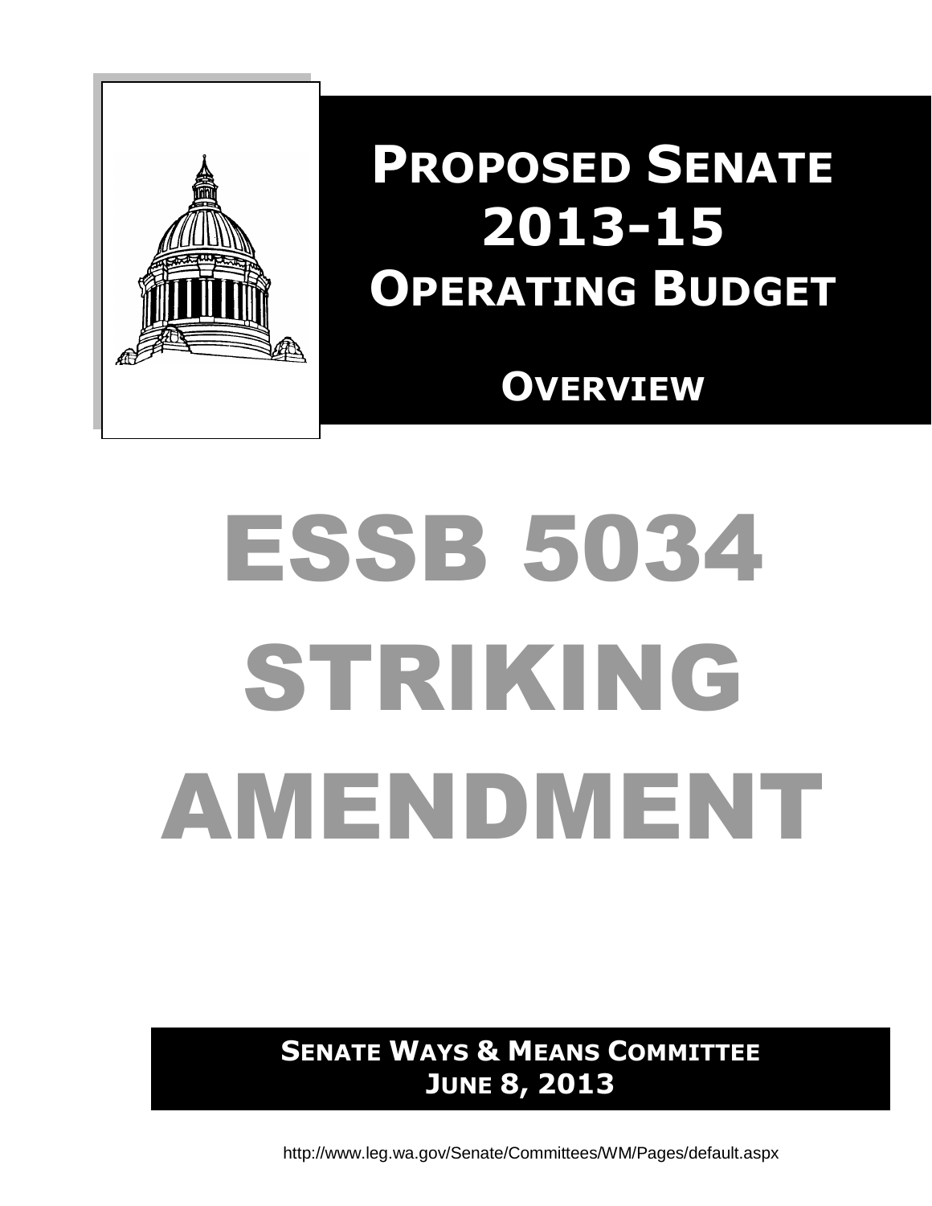# Proposed Senate 2013-15 Operating Budget

## Overview

# ESSB 5034 STRIKING AMENDMENT

**Senate Ways & Means Committee**
**June 8, 2013**

http://www.leg.wa.gov/Senate/Committees/WM/Pages/default.aspx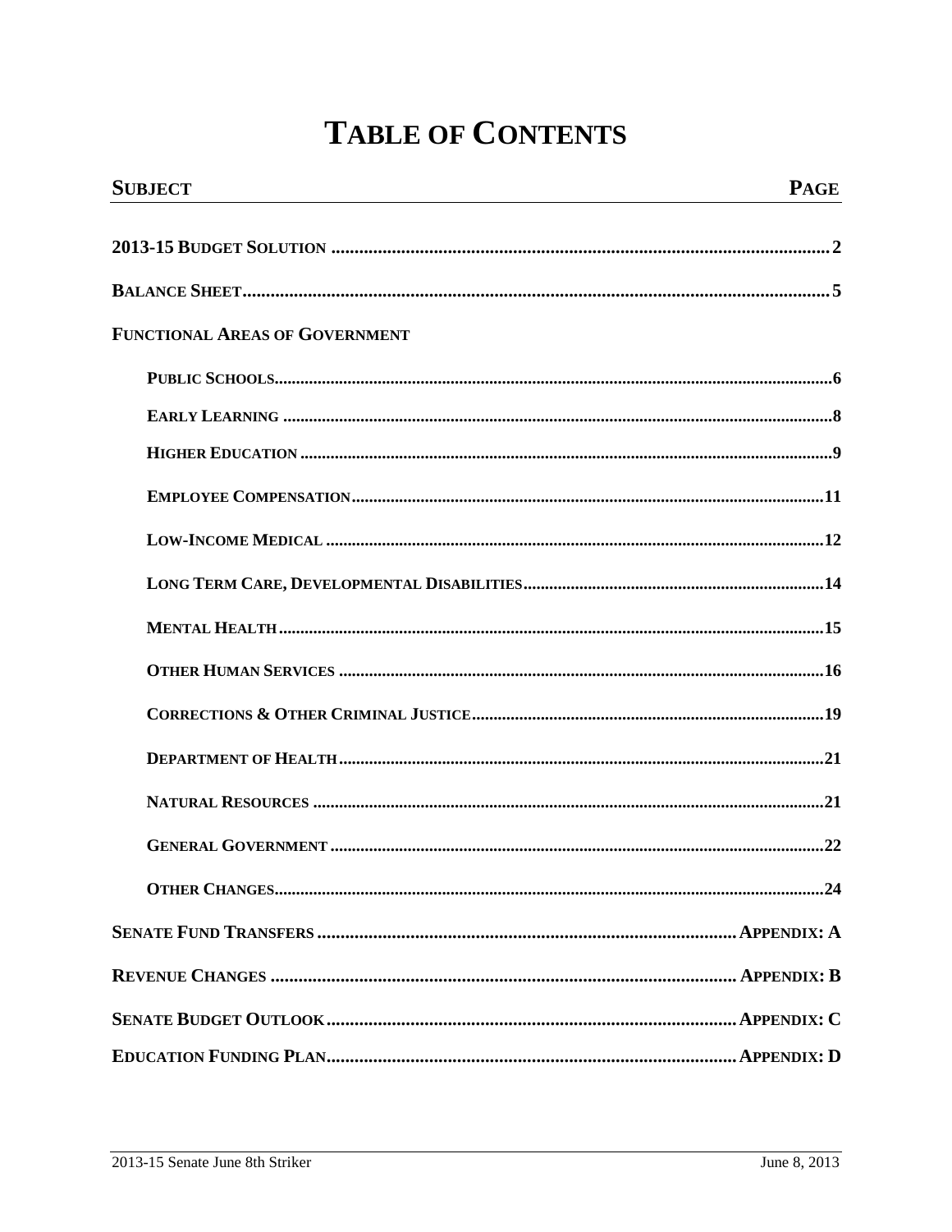# TABLE OF CONTENTS

| SUBJECT | PAGE |
|---|---|
| **2013-15 BUDGET SOLUTION** | 2 |
| **BALANCE SHEET** | 5 |
| **FUNCTIONAL AREAS OF GOVERNMENT** | |
| PUBLIC SCHOOLS | 6 |
| EARLY LEARNING | 8 |
| HIGHER EDUCATION | 9 |
| EMPLOYEE COMPENSATION | 11 |
| LOW-INCOME MEDICAL | 12 |
| LONG TERM CARE, DEVELOPMENTAL DISABILITIES | 14 |
| MENTAL HEALTH | 15 |
| OTHER HUMAN SERVICES | 16 |
| CORRECTIONS & OTHER CRIMINAL JUSTICE | 19 |
| DEPARTMENT OF HEALTH | 21 |
| NATURAL RESOURCES | 21 |
| GENERAL GOVERNMENT | 22 |
| OTHER CHANGES | 24 |
| **SENATE FUND TRANSFERS** | APPENDIX: A |
| **REVENUE CHANGES** | APPENDIX: B |
| **SENATE BUDGET OUTLOOK** | APPENDIX: C |
| **EDUCATION FUNDING PLAN** | APPENDIX: D |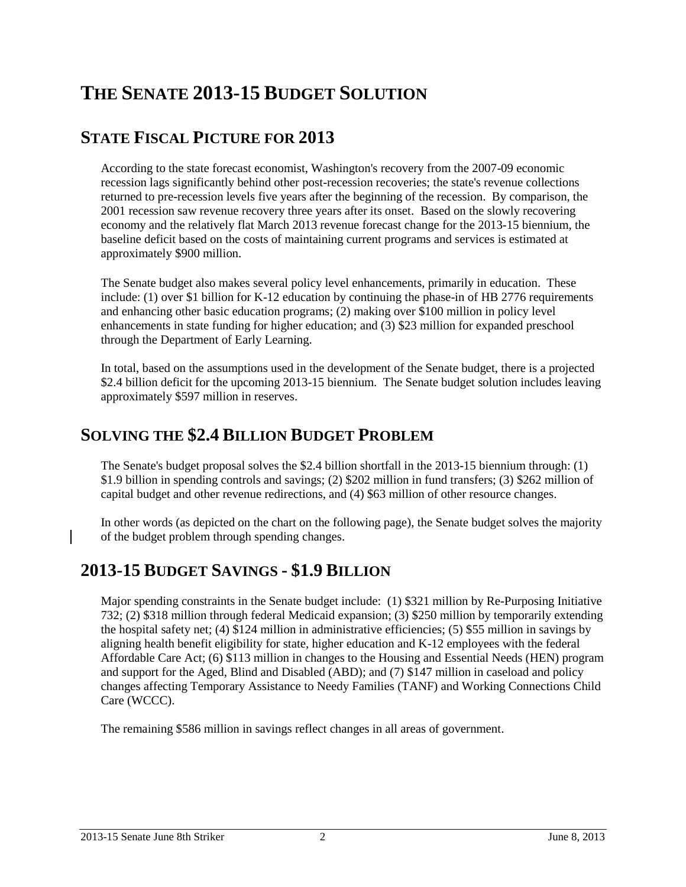# THE SENATE 2013-15 BUDGET SOLUTION

## STATE FISCAL PICTURE FOR 2013

According to the state forecast economist, Washington's recovery from the 2007-09 economic recession lags significantly behind other post-recession recoveries; the state's revenue collections returned to pre-recession levels five years after the beginning of the recession. By comparison, the 2001 recession saw revenue recovery three years after its onset. Based on the slowly recovering economy and the relatively flat March 2013 revenue forecast change for the 2013-15 biennium, the baseline deficit based on the costs of maintaining current programs and services is estimated at approximately $900 million.

The Senate budget also makes several policy level enhancements, primarily in education. These include: (1) over $1 billion for K-12 education by continuing the phase-in of HB 2776 requirements and enhancing other basic education programs; (2) making over $100 million in policy level enhancements in state funding for higher education; and (3) $23 million for expanded preschool through the Department of Early Learning.

In total, based on the assumptions used in the development of the Senate budget, there is a projected $2.4 billion deficit for the upcoming 2013-15 biennium. The Senate budget solution includes leaving approximately $597 million in reserves.

## SOLVING THE $2.4 BILLION BUDGET PROBLEM

The Senate's budget proposal solves the $2.4 billion shortfall in the 2013-15 biennium through: (1) $1.9 billion in spending controls and savings; (2) $202 million in fund transfers; (3) $262 million of capital budget and other revenue redirections, and (4) $63 million of other resource changes.

In other words (as depicted on the chart on the following page), the Senate budget solves the majority of the budget problem through spending changes.

## 2013-15 BUDGET SAVINGS - $1.9 BILLION

Major spending constraints in the Senate budget include: (1) $321 million by Re-Purposing Initiative 732; (2) $318 million through federal Medicaid expansion; (3) $250 million by temporarily extending the hospital safety net; (4) $124 million in administrative efficiencies; (5) $55 million in savings by aligning health benefit eligibility for state, higher education and K-12 employees with the federal Affordable Care Act; (6) $113 million in changes to the Housing and Essential Needs (HEN) program and support for the Aged, Blind and Disabled (ABD); and (7) $147 million in caseload and policy changes affecting Temporary Assistance to Needy Families (TANF) and Working Connections Child Care (WCCC).

The remaining $586 million in savings reflect changes in all areas of government.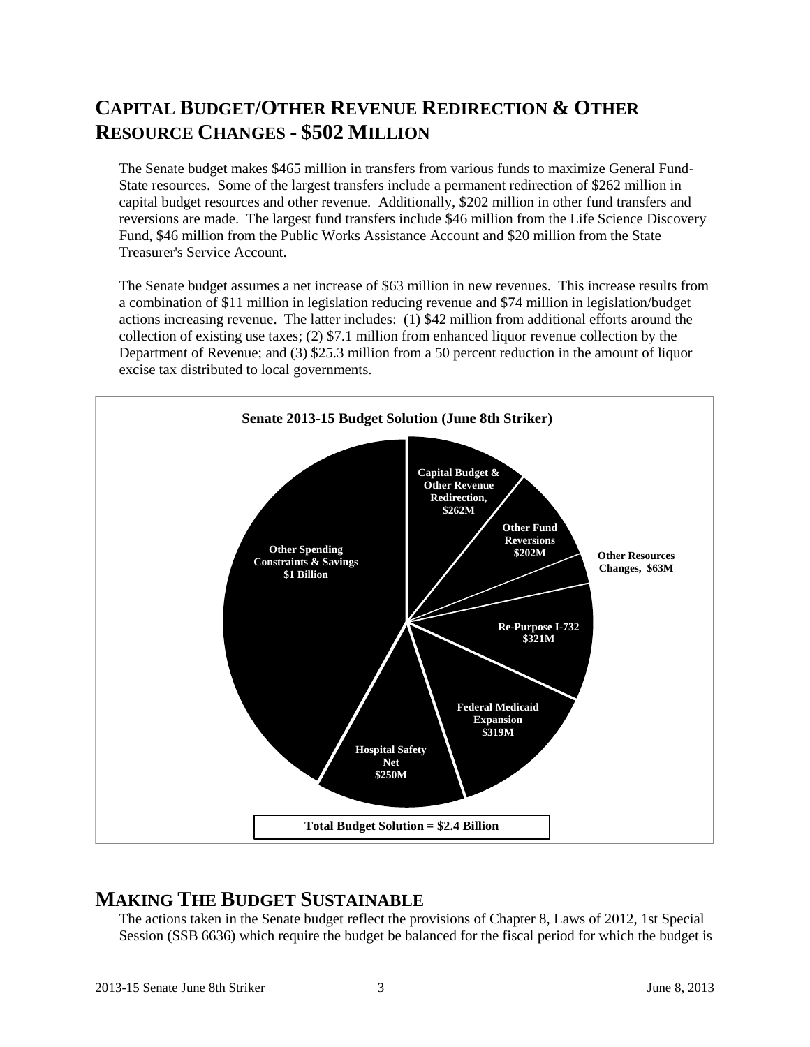## CAPITAL BUDGET/OTHER REVENUE REDIRECTION & OTHER RESOURCE CHANGES - $502 MILLION

The Senate budget makes $465 million in transfers from various funds to maximize General Fund-State resources. Some of the largest transfers include a permanent redirection of $262 million in capital budget resources and other revenue. Additionally, $202 million in other fund transfers and reversions are made. The largest fund transfers include $46 million from the Life Science Discovery Fund, $46 million from the Public Works Assistance Account and $20 million from the State Treasurer's Service Account.

The Senate budget assumes a net increase of $63 million in new revenues. This increase results from a combination of $11 million in legislation reducing revenue and $74 million in legislation/budget actions increasing revenue. The latter includes: (1) $42 million from additional efforts around the collection of existing use taxes; (2) $7.1 million from enhanced liquor revenue collection by the Department of Revenue; and (3) $25.3 million from a 50 percent reduction in the amount of liquor excise tax distributed to local governments.

**Senate 2013-15 Budget Solution (June 8th Striker)**

| Component | Amount |
|---|---|
| Capital Budget & Other Revenue Redirection | $262M |
| Other Fund Reversions | $202M |
| Other Resources Changes | $63M |
| Re-Purpose I-732 | $321M |
| Federal Medicaid Expansion | $319M |
| Hospital Safety Net | $250M |
| Other Spending Constraints & Savings | $1 Billion |

**Total Budget Solution = $2.4 Billion**

## MAKING THE BUDGET SUSTAINABLE

The actions taken in the Senate budget reflect the provisions of Chapter 8, Laws of 2012, 1st Special Session (SSB 6636) which require the budget be balanced for the fiscal period for which the budget is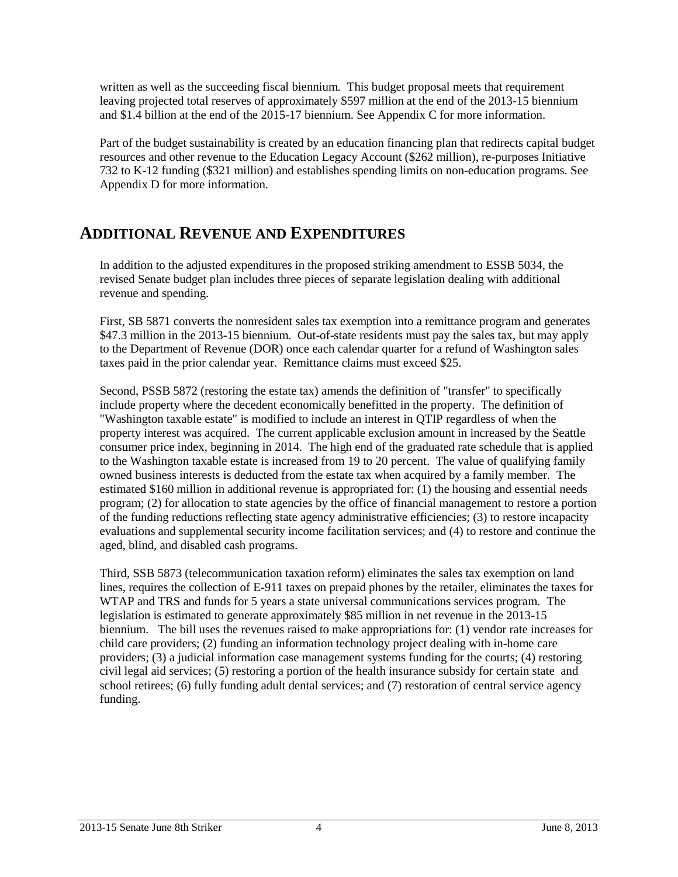written as well as the succeeding fiscal biennium. This budget proposal meets that requirement leaving projected total reserves of approximately $597 million at the end of the 2013-15 biennium and $1.4 billion at the end of the 2015-17 biennium. See Appendix C for more information.

Part of the budget sustainability is created by an education financing plan that redirects capital budget resources and other revenue to the Education Legacy Account ($262 million), re-purposes Initiative 732 to K-12 funding ($321 million) and establishes spending limits on non-education programs. See Appendix D for more information.

## ADDITIONAL REVENUE AND EXPENDITURES

In addition to the adjusted expenditures in the proposed striking amendment to ESSB 5034, the revised Senate budget plan includes three pieces of separate legislation dealing with additional revenue and spending.

First, SB 5871 converts the nonresident sales tax exemption into a remittance program and generates $47.3 million in the 2013-15 biennium. Out-of-state residents must pay the sales tax, but may apply to the Department of Revenue (DOR) once each calendar quarter for a refund of Washington sales taxes paid in the prior calendar year. Remittance claims must exceed $25.

Second, PSSB 5872 (restoring the estate tax) amends the definition of "transfer" to specifically include property where the decedent economically benefitted in the property. The definition of "Washington taxable estate" is modified to include an interest in QTIP regardless of when the property interest was acquired. The current applicable exclusion amount in increased by the Seattle consumer price index, beginning in 2014. The high end of the graduated rate schedule that is applied to the Washington taxable estate is increased from 19 to 20 percent. The value of qualifying family owned business interests is deducted from the estate tax when acquired by a family member. The estimated $160 million in additional revenue is appropriated for: (1) the housing and essential needs program; (2) for allocation to state agencies by the office of financial management to restore a portion of the funding reductions reflecting state agency administrative efficiencies; (3) to restore incapacity evaluations and supplemental security income facilitation services; and (4) to restore and continue the aged, blind, and disabled cash programs.

Third, SSB 5873 (telecommunication taxation reform) eliminates the sales tax exemption on land lines, requires the collection of E-911 taxes on prepaid phones by the retailer, eliminates the taxes for WTAP and TRS and funds for 5 years a state universal communications services program. The legislation is estimated to generate approximately $85 million in net revenue in the 2013-15 biennium. The bill uses the revenues raised to make appropriations for: (1) vendor rate increases for child care providers; (2) funding an information technology project dealing with in-home care providers; (3) a judicial information case management systems funding for the courts; (4) restoring civil legal aid services; (5) restoring a portion of the health insurance subsidy for certain state and school retirees; (6) fully funding adult dental services; and (7) restoration of central service agency funding.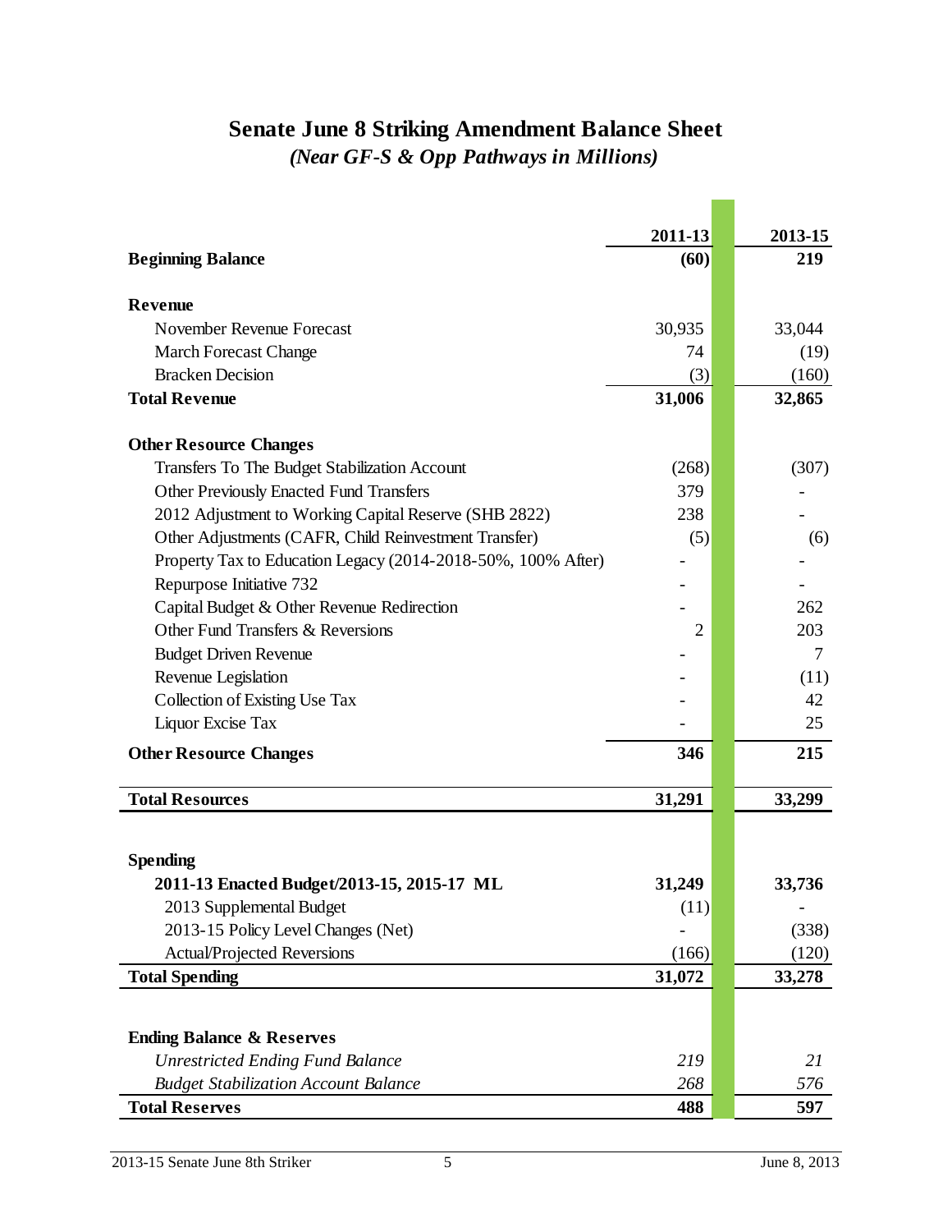# Senate June 8 Striking Amendment Balance Sheet

### *(Near GF-S & Opp Pathways in Millions)*

| | 2011-13 | 2013-15 |
|---|---|---|
| **Beginning Balance** | **(60)** | **219** |
| | | |
| **Revenue** | | |
| November Revenue Forecast | 30,935 | 33,044 |
| March Forecast Change | 74 | (19) |
| Bracken Decision | (3) | (160) |
| **Total Revenue** | **31,006** | **32,865** |
| | | |
| **Other Resource Changes** | | |
| Transfers To The Budget Stabilization Account | (268) | (307) |
| Other Previously Enacted Fund Transfers | 379 | - |
| 2012 Adjustment to Working Capital Reserve (SHB 2822) | 238 | - |
| Other Adjustments (CAFR, Child Reinvestment Transfer) | (5) | (6) |
| Property Tax to Education Legacy (2014-2018-50%, 100% After) | - | - |
| Repurpose Initiative 732 | - | - |
| Capital Budget & Other Revenue Redirection | - | 262 |
| Other Fund Transfers & Reversions | 2 | 203 |
| Budget Driven Revenue | - | 7 |
| Revenue Legislation | - | (11) |
| Collection of Existing Use Tax | - | 42 |
| Liquor Excise Tax | - | 25 |
| **Other Resource Changes** | **346** | **215** |
| | | |
| **Total Resources** | **31,291** | **33,299** |
| | | |
| **Spending** | | |
| **2011-13 Enacted Budget/2013-15, 2015-17 ML** | **31,249** | **33,736** |
| 2013 Supplemental Budget | (11) | - |
| 2013-15 Policy Level Changes (Net) | - | (338) |
| Actual/Projected Reversions | (166) | (120) |
| **Total Spending** | **31,072** | **33,278** |
| | | |
| **Ending Balance & Reserves** | | |
| *Unrestricted Ending Fund Balance* | *219* | *21* |
| *Budget Stabilization Account Balance* | *268* | *576* |
| **Total Reserves** | **488** | **597** |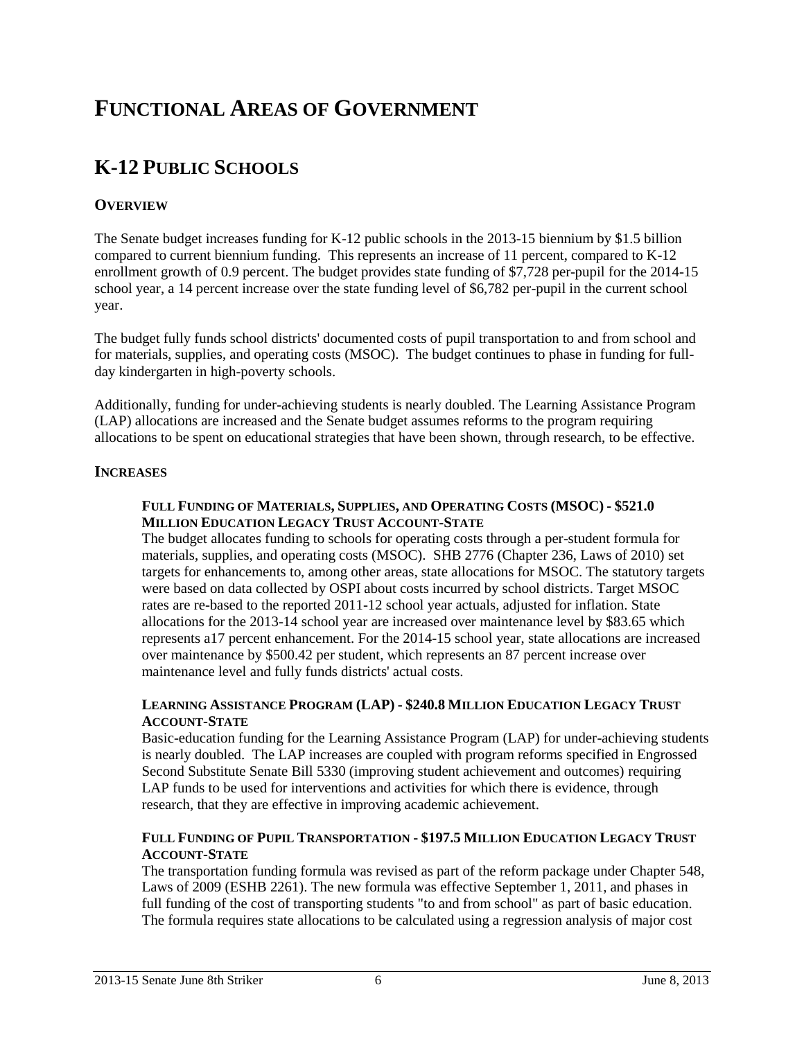# FUNCTIONAL AREAS OF GOVERNMENT

## K-12 PUBLIC SCHOOLS

### OVERVIEW

The Senate budget increases funding for K-12 public schools in the 2013-15 biennium by $1.5 billion compared to current biennium funding. This represents an increase of 11 percent, compared to K-12 enrollment growth of 0.9 percent. The budget provides state funding of $7,728 per-pupil for the 2014-15 school year, a 14 percent increase over the state funding level of $6,782 per-pupil in the current school year.

The budget fully funds school districts' documented costs of pupil transportation to and from school and for materials, supplies, and operating costs (MSOC). The budget continues to phase in funding for full-day kindergarten in high-poverty schools.

Additionally, funding for under-achieving students is nearly doubled. The Learning Assistance Program (LAP) allocations are increased and the Senate budget assumes reforms to the program requiring allocations to be spent on educational strategies that have been shown, through research, to be effective.

### INCREASES

**FULL FUNDING OF MATERIALS, SUPPLIES, AND OPERATING COSTS (MSOC) - $521.0 MILLION EDUCATION LEGACY TRUST ACCOUNT-STATE**

The budget allocates funding to schools for operating costs through a per-student formula for materials, supplies, and operating costs (MSOC). SHB 2776 (Chapter 236, Laws of 2010) set targets for enhancements to, among other areas, state allocations for MSOC. The statutory targets were based on data collected by OSPI about costs incurred by school districts. Target MSOC rates are re-based to the reported 2011-12 school year actuals, adjusted for inflation. State allocations for the 2013-14 school year are increased over maintenance level by $83.65 which represents a17 percent enhancement. For the 2014-15 school year, state allocations are increased over maintenance by $500.42 per student, which represents an 87 percent increase over maintenance level and fully funds districts' actual costs.

**LEARNING ASSISTANCE PROGRAM (LAP) - $240.8 MILLION EDUCATION LEGACY TRUST ACCOUNT-STATE**

Basic-education funding for the Learning Assistance Program (LAP) for under-achieving students is nearly doubled. The LAP increases are coupled with program reforms specified in Engrossed Second Substitute Senate Bill 5330 (improving student achievement and outcomes) requiring LAP funds to be used for interventions and activities for which there is evidence, through research, that they are effective in improving academic achievement.

**FULL FUNDING OF PUPIL TRANSPORTATION - $197.5 MILLION EDUCATION LEGACY TRUST ACCOUNT-STATE**

The transportation funding formula was revised as part of the reform package under Chapter 548, Laws of 2009 (ESHB 2261). The new formula was effective September 1, 2011, and phases in full funding of the cost of transporting students "to and from school" as part of basic education. The formula requires state allocations to be calculated using a regression analysis of major cost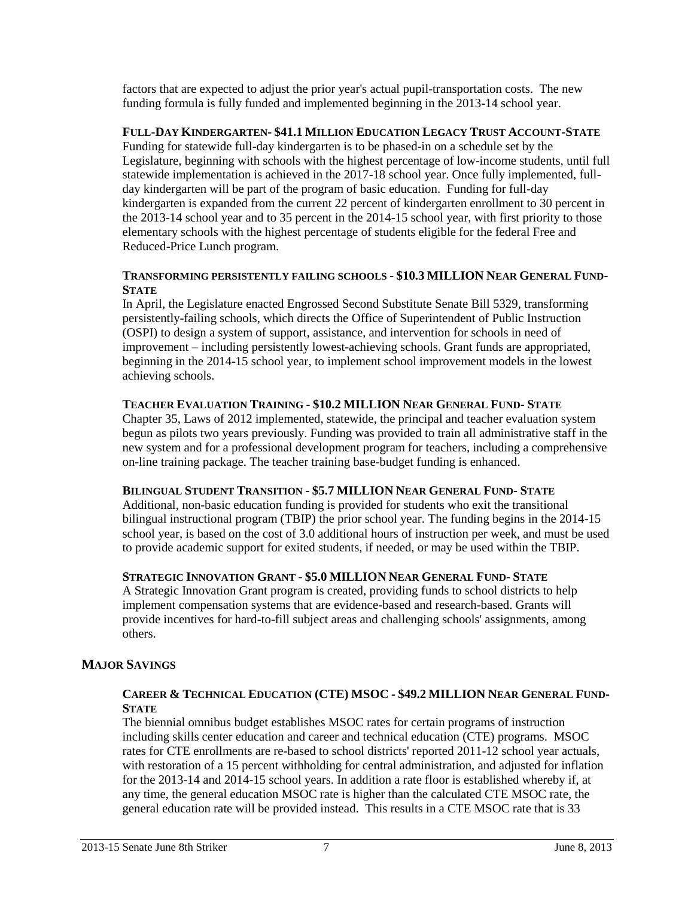factors that are expected to adjust the prior year's actual pupil-transportation costs. The new funding formula is fully funded and implemented beginning in the 2013-14 school year.

**FULL-DAY KINDERGARTEN- $41.1 MILLION EDUCATION LEGACY TRUST ACCOUNT-STATE**

Funding for statewide full-day kindergarten is to be phased-in on a schedule set by the Legislature, beginning with schools with the highest percentage of low-income students, until full statewide implementation is achieved in the 2017-18 school year. Once fully implemented, full-day kindergarten will be part of the program of basic education. Funding for full-day kindergarten is expanded from the current 22 percent of kindergarten enrollment to 30 percent in the 2013-14 school year and to 35 percent in the 2014-15 school year, with first priority to those elementary schools with the highest percentage of students eligible for the federal Free and Reduced-Price Lunch program.

**TRANSFORMING PERSISTENTLY FAILING SCHOOLS - $10.3 MILLION NEAR GENERAL FUND-STATE**

In April, the Legislature enacted Engrossed Second Substitute Senate Bill 5329, transforming persistently-failing schools, which directs the Office of Superintendent of Public Instruction (OSPI) to design a system of support, assistance, and intervention for schools in need of improvement – including persistently lowest-achieving schools. Grant funds are appropriated, beginning in the 2014-15 school year, to implement school improvement models in the lowest achieving schools.

**TEACHER EVALUATION TRAINING - $10.2 MILLION NEAR GENERAL FUND- STATE**

Chapter 35, Laws of 2012 implemented, statewide, the principal and teacher evaluation system begun as pilots two years previously. Funding was provided to train all administrative staff in the new system and for a professional development program for teachers, including a comprehensive on-line training package. The teacher training base-budget funding is enhanced.

**BILINGUAL STUDENT TRANSITION - $5.7 MILLION NEAR GENERAL FUND- STATE**

Additional, non-basic education funding is provided for students who exit the transitional bilingual instructional program (TBIP) the prior school year. The funding begins in the 2014-15 school year, is based on the cost of 3.0 additional hours of instruction per week, and must be used to provide academic support for exited students, if needed, or may be used within the TBIP.

**STRATEGIC INNOVATION GRANT - $5.0 MILLION NEAR GENERAL FUND- STATE**

A Strategic Innovation Grant program is created, providing funds to school districts to help implement compensation systems that are evidence-based and research-based. Grants will provide incentives for hard-to-fill subject areas and challenging schools' assignments, among others.

## MAJOR SAVINGS

**CAREER & TECHNICAL EDUCATION (CTE) MSOC - $49.2 MILLION NEAR GENERAL FUND-STATE**

The biennial omnibus budget establishes MSOC rates for certain programs of instruction including skills center education and career and technical education (CTE) programs. MSOC rates for CTE enrollments are re-based to school districts' reported 2011-12 school year actuals, with restoration of a 15 percent withholding for central administration, and adjusted for inflation for the 2013-14 and 2014-15 school years. In addition a rate floor is established whereby if, at any time, the general education MSOC rate is higher than the calculated CTE MSOC rate, the general education rate will be provided instead. This results in a CTE MSOC rate that is 33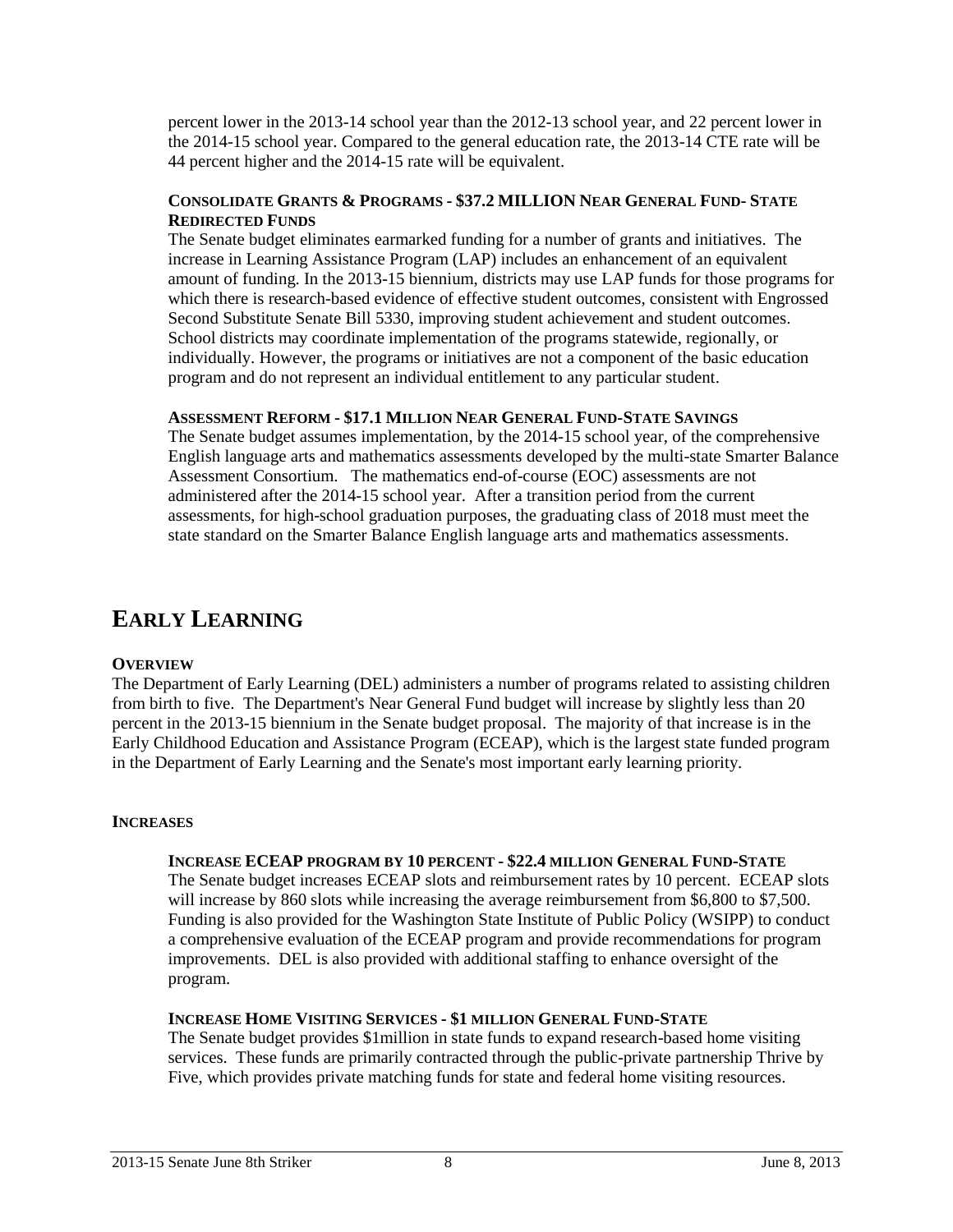percent lower in the 2013-14 school year than the 2012-13 school year, and 22 percent lower in the 2014-15 school year. Compared to the general education rate, the 2013-14 CTE rate will be 44 percent higher and the 2014-15 rate will be equivalent.

#### CONSOLIDATE GRANTS & PROGRAMS - $37.2 MILLION NEAR GENERAL FUND- STATE REDIRECTED FUNDS

The Senate budget eliminates earmarked funding for a number of grants and initiatives. The increase in Learning Assistance Program (LAP) includes an enhancement of an equivalent amount of funding. In the 2013-15 biennium, districts may use LAP funds for those programs for which there is research-based evidence of effective student outcomes, consistent with Engrossed Second Substitute Senate Bill 5330, improving student achievement and student outcomes. School districts may coordinate implementation of the programs statewide, regionally, or individually. However, the programs or initiatives are not a component of the basic education program and do not represent an individual entitlement to any particular student.

#### ASSESSMENT REFORM - $17.1 MILLION NEAR GENERAL FUND-STATE SAVINGS

The Senate budget assumes implementation, by the 2014-15 school year, of the comprehensive English language arts and mathematics assessments developed by the multi-state Smarter Balance Assessment Consortium. The mathematics end-of-course (EOC) assessments are not administered after the 2014-15 school year. After a transition period from the current assessments, for high-school graduation purposes, the graduating class of 2018 must meet the state standard on the Smarter Balance English language arts and mathematics assessments.

# EARLY LEARNING

### OVERVIEW

The Department of Early Learning (DEL) administers a number of programs related to assisting children from birth to five. The Department's Near General Fund budget will increase by slightly less than 20 percent in the 2013-15 biennium in the Senate budget proposal. The majority of that increase is in the Early Childhood Education and Assistance Program (ECEAP), which is the largest state funded program in the Department of Early Learning and the Senate's most important early learning priority.

### INCREASES

#### INCREASE ECEAP PROGRAM BY 10 PERCENT - $22.4 MILLION GENERAL FUND-STATE

The Senate budget increases ECEAP slots and reimbursement rates by 10 percent. ECEAP slots will increase by 860 slots while increasing the average reimbursement from $6,800 to $7,500. Funding is also provided for the Washington State Institute of Public Policy (WSIPP) to conduct a comprehensive evaluation of the ECEAP program and provide recommendations for program improvements. DEL is also provided with additional staffing to enhance oversight of the program.

#### INCREASE HOME VISITING SERVICES - $1 MILLION GENERAL FUND-STATE

The Senate budget provides $1million in state funds to expand research-based home visiting services. These funds are primarily contracted through the public-private partnership Thrive by Five, which provides private matching funds for state and federal home visiting resources.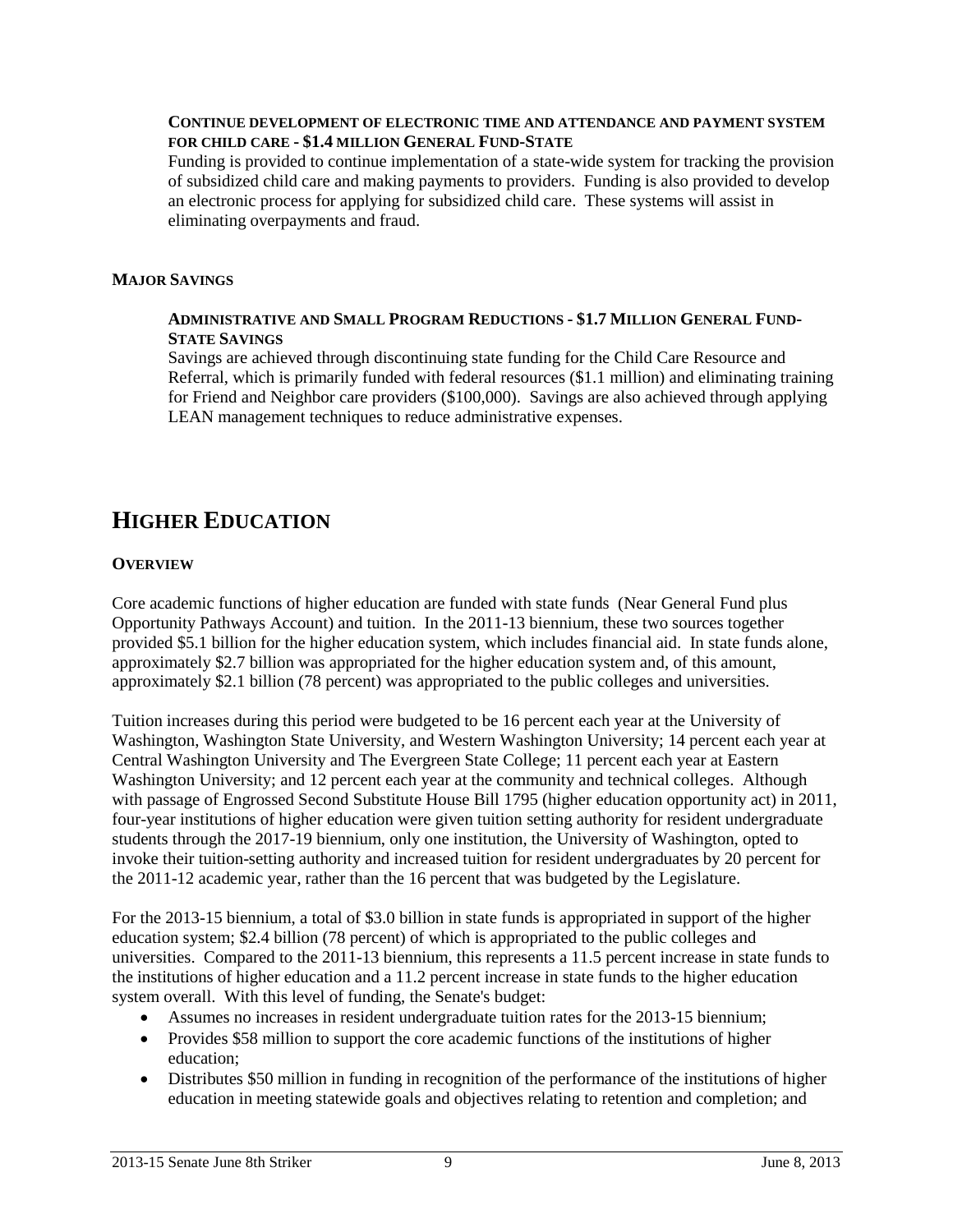**CONTINUE DEVELOPMENT OF ELECTRONIC TIME AND ATTENDANCE AND PAYMENT SYSTEM FOR CHILD CARE - $1.4 MILLION GENERAL FUND-STATE**

Funding is provided to continue implementation of a state-wide system for tracking the provision of subsidized child care and making payments to providers. Funding is also provided to develop an electronic process for applying for subsidized child care. These systems will assist in eliminating overpayments and fraud.

**MAJOR SAVINGS**

**ADMINISTRATIVE AND SMALL PROGRAM REDUCTIONS - $1.7 MILLION GENERAL FUND-STATE SAVINGS**

Savings are achieved through discontinuing state funding for the Child Care Resource and Referral, which is primarily funded with federal resources ($1.1 million) and eliminating training for Friend and Neighbor care providers ($100,000). Savings are also achieved through applying LEAN management techniques to reduce administrative expenses.

# HIGHER EDUCATION

**OVERVIEW**

Core academic functions of higher education are funded with state funds (Near General Fund plus Opportunity Pathways Account) and tuition. In the 2011-13 biennium, these two sources together provided $5.1 billion for the higher education system, which includes financial aid. In state funds alone, approximately $2.7 billion was appropriated for the higher education system and, of this amount, approximately $2.1 billion (78 percent) was appropriated to the public colleges and universities.

Tuition increases during this period were budgeted to be 16 percent each year at the University of Washington, Washington State University, and Western Washington University; 14 percent each year at Central Washington University and The Evergreen State College; 11 percent each year at Eastern Washington University; and 12 percent each year at the community and technical colleges. Although with passage of Engrossed Second Substitute House Bill 1795 (higher education opportunity act) in 2011, four-year institutions of higher education were given tuition setting authority for resident undergraduate students through the 2017-19 biennium, only one institution, the University of Washington, opted to invoke their tuition-setting authority and increased tuition for resident undergraduates by 20 percent for the 2011-12 academic year, rather than the 16 percent that was budgeted by the Legislature.

For the 2013-15 biennium, a total of $3.0 billion in state funds is appropriated in support of the higher education system; $2.4 billion (78 percent) of which is appropriated to the public colleges and universities. Compared to the 2011-13 biennium, this represents a 11.5 percent increase in state funds to the institutions of higher education and a 11.2 percent increase in state funds to the higher education system overall. With this level of funding, the Senate's budget:

- Assumes no increases in resident undergraduate tuition rates for the 2013-15 biennium;
- Provides $58 million to support the core academic functions of the institutions of higher education;
- Distributes $50 million in funding in recognition of the performance of the institutions of higher education in meeting statewide goals and objectives relating to retention and completion; and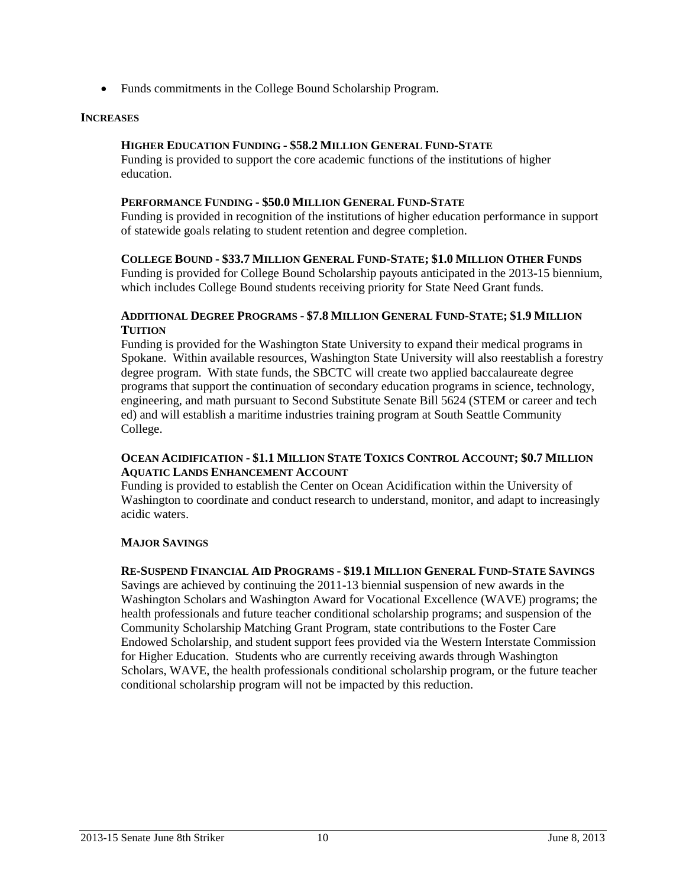- Funds commitments in the College Bound Scholarship Program.

### INCREASES

#### HIGHER EDUCATION FUNDING - $58.2 MILLION GENERAL FUND-STATE

Funding is provided to support the core academic functions of the institutions of higher education.

#### PERFORMANCE FUNDING - $50.0 MILLION GENERAL FUND-STATE

Funding is provided in recognition of the institutions of higher education performance in support of statewide goals relating to student retention and degree completion.

#### COLLEGE BOUND - $33.7 MILLION GENERAL FUND-STATE; $1.0 MILLION OTHER FUNDS

Funding is provided for College Bound Scholarship payouts anticipated in the 2013-15 biennium, which includes College Bound students receiving priority for State Need Grant funds.

#### ADDITIONAL DEGREE PROGRAMS - $7.8 MILLION GENERAL FUND-STATE; $1.9 MILLION TUITION

Funding is provided for the Washington State University to expand their medical programs in Spokane. Within available resources, Washington State University will also reestablish a forestry degree program. With state funds, the SBCTC will create two applied baccalaureate degree programs that support the continuation of secondary education programs in science, technology, engineering, and math pursuant to Second Substitute Senate Bill 5624 (STEM or career and tech ed) and will establish a maritime industries training program at South Seattle Community College.

#### OCEAN ACIDIFICATION - $1.1 MILLION STATE TOXICS CONTROL ACCOUNT; $0.7 MILLION AQUATIC LANDS ENHANCEMENT ACCOUNT

Funding is provided to establish the Center on Ocean Acidification within the University of Washington to coordinate and conduct research to understand, monitor, and adapt to increasingly acidic waters.

### MAJOR SAVINGS

#### RE-SUSPEND FINANCIAL AID PROGRAMS - $19.1 MILLION GENERAL FUND-STATE SAVINGS

Savings are achieved by continuing the 2011-13 biennial suspension of new awards in the Washington Scholars and Washington Award for Vocational Excellence (WAVE) programs; the health professionals and future teacher conditional scholarship programs; and suspension of the Community Scholarship Matching Grant Program, state contributions to the Foster Care Endowed Scholarship, and student support fees provided via the Western Interstate Commission for Higher Education. Students who are currently receiving awards through Washington Scholars, WAVE, the health professionals conditional scholarship program, or the future teacher conditional scholarship program will not be impacted by this reduction.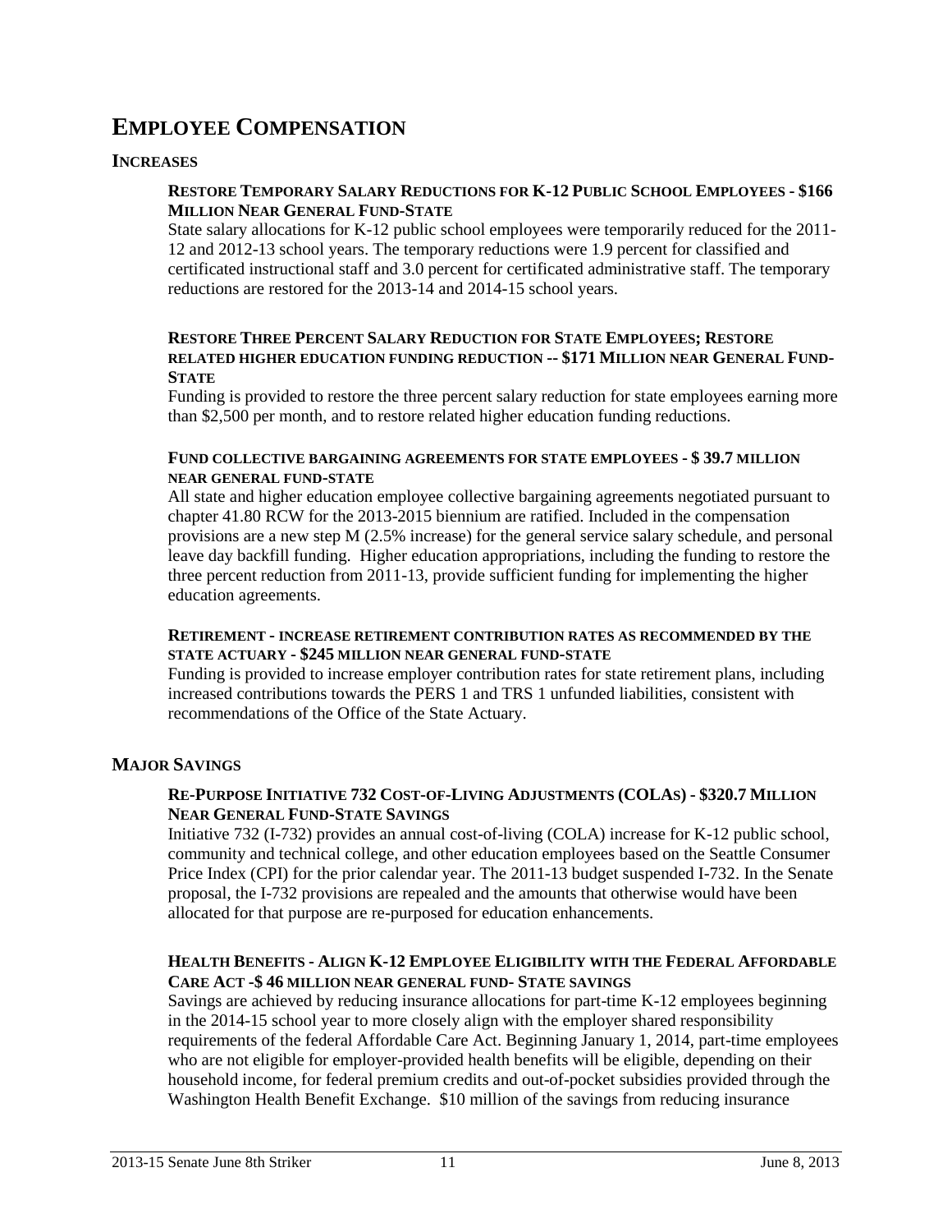# Employee Compensation

## Increases

### Restore Temporary Salary Reductions for K-12 Public School Employees - $166 Million Near General Fund-State

State salary allocations for K-12 public school employees were temporarily reduced for the 2011-12 and 2012-13 school years. The temporary reductions were 1.9 percent for classified and certificated instructional staff and 3.0 percent for certificated administrative staff. The temporary reductions are restored for the 2013-14 and 2014-15 school years.

### Restore Three Percent Salary Reduction for State Employees; Restore Related Higher Education Funding Reduction -- $171 Million Near General Fund-State

Funding is provided to restore the three percent salary reduction for state employees earning more than $2,500 per month, and to restore related higher education funding reductions.

### Fund Collective Bargaining Agreements for State Employees - $ 39.7 Million Near General Fund-State

All state and higher education employee collective bargaining agreements negotiated pursuant to chapter 41.80 RCW for the 2013-2015 biennium are ratified. Included in the compensation provisions are a new step M (2.5% increase) for the general service salary schedule, and personal leave day backfill funding. Higher education appropriations, including the funding to restore the three percent reduction from 2011-13, provide sufficient funding for implementing the higher education agreements.

### Retirement - Increase Retirement Contribution Rates as Recommended by the State Actuary - $245 Million Near General Fund-State

Funding is provided to increase employer contribution rates for state retirement plans, including increased contributions towards the PERS 1 and TRS 1 unfunded liabilities, consistent with recommendations of the Office of the State Actuary.

## Major Savings

### Re-Purpose Initiative 732 Cost-of-Living Adjustments (COLAs) - $320.7 Million Near General Fund-State Savings

Initiative 732 (I-732) provides an annual cost-of-living (COLA) increase for K-12 public school, community and technical college, and other education employees based on the Seattle Consumer Price Index (CPI) for the prior calendar year. The 2011-13 budget suspended I-732. In the Senate proposal, the I-732 provisions are repealed and the amounts that otherwise would have been allocated for that purpose are re-purposed for education enhancements.

### Health Benefits - Align K-12 Employee Eligibility with the Federal Affordable Care Act -$ 46 Million Near General Fund- State Savings

Savings are achieved by reducing insurance allocations for part-time K-12 employees beginning in the 2014-15 school year to more closely align with the employer shared responsibility requirements of the federal Affordable Care Act. Beginning January 1, 2014, part-time employees who are not eligible for employer-provided health benefits will be eligible, depending on their household income, for federal premium credits and out-of-pocket subsidies provided through the Washington Health Benefit Exchange. $10 million of the savings from reducing insurance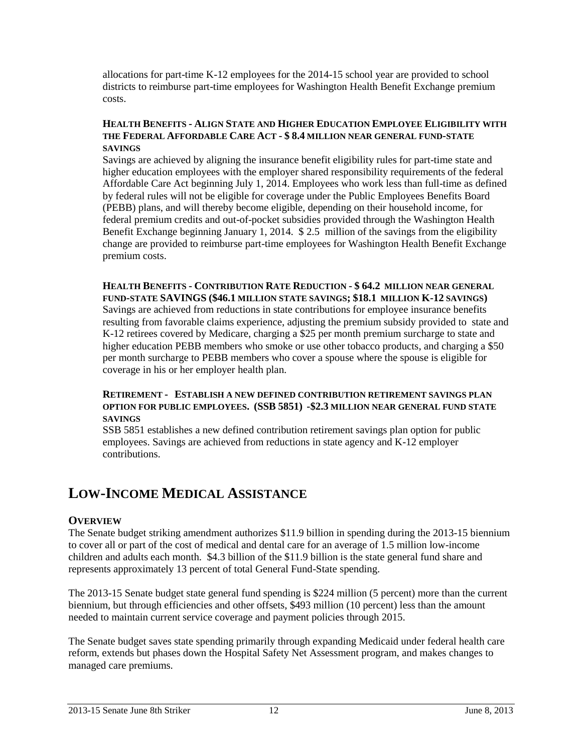allocations for part-time K-12 employees for the 2014-15 school year are provided to school districts to reimburse part-time employees for Washington Health Benefit Exchange premium costs.

**HEALTH BENEFITS - ALIGN STATE AND HIGHER EDUCATION EMPLOYEE ELIGIBILITY WITH THE FEDERAL AFFORDABLE CARE ACT - $ 8.4 MILLION NEAR GENERAL FUND-STATE SAVINGS**

Savings are achieved by aligning the insurance benefit eligibility rules for part-time state and higher education employees with the employer shared responsibility requirements of the federal Affordable Care Act beginning July 1, 2014. Employees who work less than full-time as defined by federal rules will not be eligible for coverage under the Public Employees Benefits Board (PEBB) plans, and will thereby become eligible, depending on their household income, for federal premium credits and out-of-pocket subsidies provided through the Washington Health Benefit Exchange beginning January 1, 2014. $ 2.5 million of the savings from the eligibility change are provided to reimburse part-time employees for Washington Health Benefit Exchange premium costs.

**HEALTH BENEFITS - CONTRIBUTION RATE REDUCTION - $ 64.2 MILLION NEAR GENERAL FUND-STATE SAVINGS ($46.1 MILLION STATE SAVINGS; $18.1 MILLION K-12 SAVINGS)**

Savings are achieved from reductions in state contributions for employee insurance benefits resulting from favorable claims experience, adjusting the premium subsidy provided to state and K-12 retirees covered by Medicare, charging a $25 per month premium surcharge to state and higher education PEBB members who smoke or use other tobacco products, and charging a $50 per month surcharge to PEBB members who cover a spouse where the spouse is eligible for coverage in his or her employer health plan.

**RETIREMENT - ESTABLISH A NEW DEFINED CONTRIBUTION RETIREMENT SAVINGS PLAN OPTION FOR PUBLIC EMPLOYEES. (SSB 5851) -$2.3 MILLION NEAR GENERAL FUND STATE SAVINGS**

SSB 5851 establishes a new defined contribution retirement savings plan option for public employees. Savings are achieved from reductions in state agency and K-12 employer contributions.

# LOW-INCOME MEDICAL ASSISTANCE

## OVERVIEW

The Senate budget striking amendment authorizes $11.9 billion in spending during the 2013-15 biennium to cover all or part of the cost of medical and dental care for an average of 1.5 million low-income children and adults each month. $4.3 billion of the $11.9 billion is the state general fund share and represents approximately 13 percent of total General Fund-State spending.

The 2013-15 Senate budget state general fund spending is $224 million (5 percent) more than the current biennium, but through efficiencies and other offsets, $493 million (10 percent) less than the amount needed to maintain current service coverage and payment policies through 2015.

The Senate budget saves state spending primarily through expanding Medicaid under federal health care reform, extends but phases down the Hospital Safety Net Assessment program, and makes changes to managed care premiums.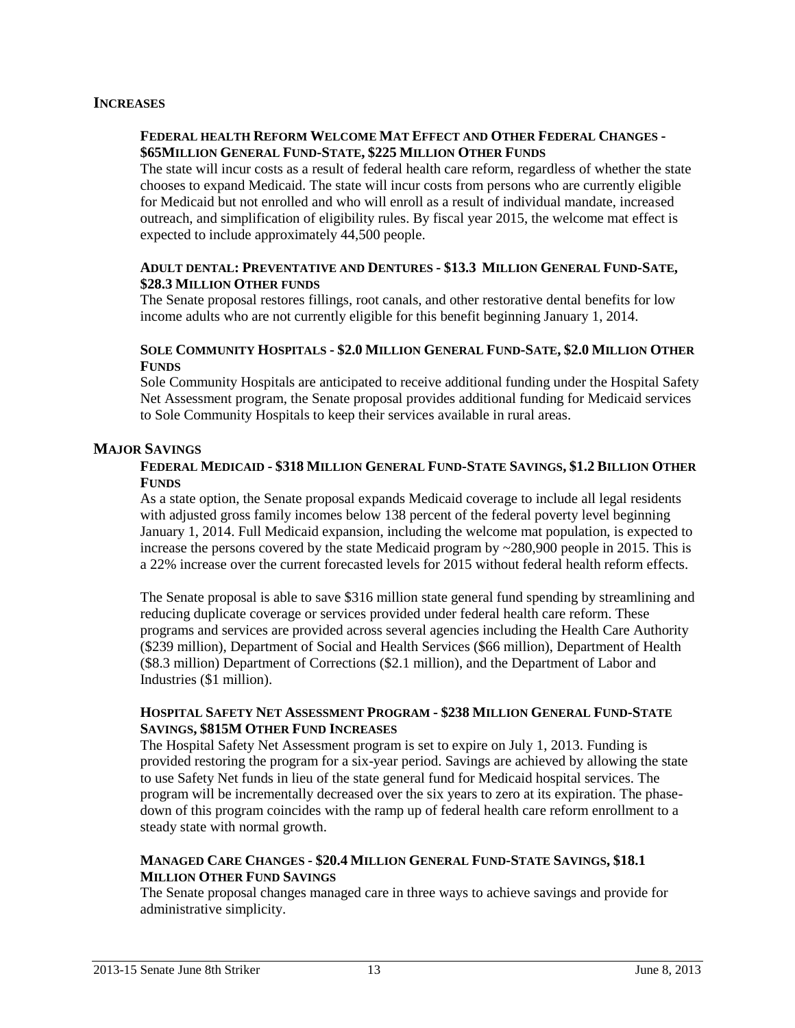## INCREASES

### FEDERAL HEALTH REFORM WELCOME MAT EFFECT AND OTHER FEDERAL CHANGES - $65MILLION GENERAL FUND-STATE, $225 MILLION OTHER FUNDS

The state will incur costs as a result of federal health care reform, regardless of whether the state chooses to expand Medicaid. The state will incur costs from persons who are currently eligible for Medicaid but not enrolled and who will enroll as a result of individual mandate, increased outreach, and simplification of eligibility rules. By fiscal year 2015, the welcome mat effect is expected to include approximately 44,500 people.

### ADULT DENTAL: PREVENTATIVE AND DENTURES - $13.3 MILLION GENERAL FUND-SATE, $28.3 MILLION OTHER FUNDS

The Senate proposal restores fillings, root canals, and other restorative dental benefits for low income adults who are not currently eligible for this benefit beginning January 1, 2014.

### SOLE COMMUNITY HOSPITALS - $2.0 MILLION GENERAL FUND-SATE, $2.0 MILLION OTHER FUNDS

Sole Community Hospitals are anticipated to receive additional funding under the Hospital Safety Net Assessment program, the Senate proposal provides additional funding for Medicaid services to Sole Community Hospitals to keep their services available in rural areas.

## MAJOR SAVINGS

### FEDERAL MEDICAID - $318 MILLION GENERAL FUND-STATE SAVINGS, $1.2 BILLION OTHER FUNDS

As a state option, the Senate proposal expands Medicaid coverage to include all legal residents with adjusted gross family incomes below 138 percent of the federal poverty level beginning January 1, 2014. Full Medicaid expansion, including the welcome mat population, is expected to increase the persons covered by the state Medicaid program by ~280,900 people in 2015. This is a 22% increase over the current forecasted levels for 2015 without federal health reform effects.

The Senate proposal is able to save $316 million state general fund spending by streamlining and reducing duplicate coverage or services provided under federal health care reform. These programs and services are provided across several agencies including the Health Care Authority ($239 million), Department of Social and Health Services ($66 million), Department of Health ($8.3 million) Department of Corrections ($2.1 million), and the Department of Labor and Industries ($1 million).

### HOSPITAL SAFETY NET ASSESSMENT PROGRAM - $238 MILLION GENERAL FUND-STATE SAVINGS, $815M OTHER FUND INCREASES

The Hospital Safety Net Assessment program is set to expire on July 1, 2013. Funding is provided restoring the program for a six-year period. Savings are achieved by allowing the state to use Safety Net funds in lieu of the state general fund for Medicaid hospital services. The program will be incrementally decreased over the six years to zero at its expiration. The phase-down of this program coincides with the ramp up of federal health care reform enrollment to a steady state with normal growth.

### MANAGED CARE CHANGES - $20.4 MILLION GENERAL FUND-STATE SAVINGS, $18.1 MILLION OTHER FUND SAVINGS

The Senate proposal changes managed care in three ways to achieve savings and provide for administrative simplicity.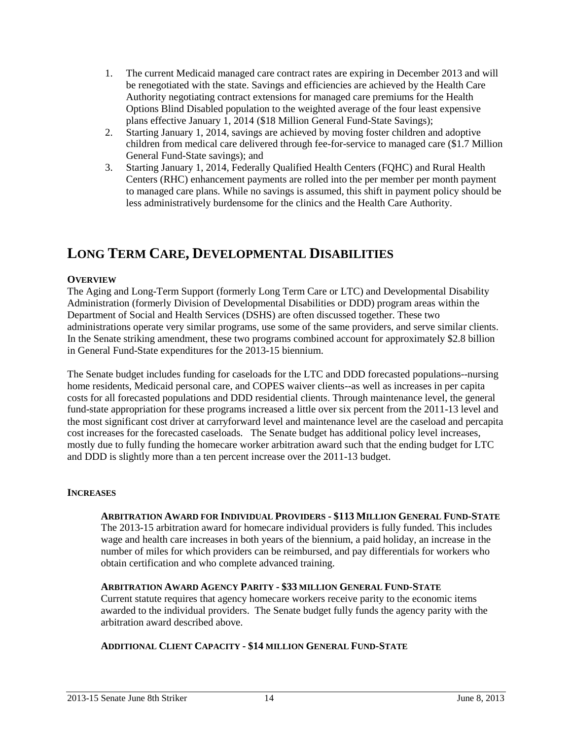1. The current Medicaid managed care contract rates are expiring in December 2013 and will be renegotiated with the state. Savings and efficiencies are achieved by the Health Care Authority negotiating contract extensions for managed care premiums for the Health Options Blind Disabled population to the weighted average of the four least expensive plans effective January 1, 2014 ($18 Million General Fund-State Savings);
2. Starting January 1, 2014, savings are achieved by moving foster children and adoptive children from medical care delivered through fee-for-service to managed care ($1.7 Million General Fund-State savings); and
3. Starting January 1, 2014, Federally Qualified Health Centers (FQHC) and Rural Health Centers (RHC) enhancement payments are rolled into the per member per month payment to managed care plans. While no savings is assumed, this shift in payment policy should be less administratively burdensome for the clinics and the Health Care Authority.

# LONG TERM CARE, DEVELOPMENTAL DISABILITIES

**OVERVIEW**

The Aging and Long-Term Support (formerly Long Term Care or LTC) and Developmental Disability Administration (formerly Division of Developmental Disabilities or DDD) program areas within the Department of Social and Health Services (DSHS) are often discussed together. These two administrations operate very similar programs, use some of the same providers, and serve similar clients. In the Senate striking amendment, these two programs combined account for approximately $2.8 billion in General Fund-State expenditures for the 2013-15 biennium.

The Senate budget includes funding for caseloads for the LTC and DDD forecasted populations--nursing home residents, Medicaid personal care, and COPES waiver clients--as well as increases in per capita costs for all forecasted populations and DDD residential clients. Through maintenance level, the general fund-state appropriation for these programs increased a little over six percent from the 2011-13 level and the most significant cost driver at carryforward level and maintenance level are the caseload and percapita cost increases for the forecasted caseloads. The Senate budget has additional policy level increases, mostly due to fully funding the homecare worker arbitration award such that the ending budget for LTC and DDD is slightly more than a ten percent increase over the 2011-13 budget.

**INCREASES**

**ARBITRATION AWARD FOR INDIVIDUAL PROVIDERS - $113 MILLION GENERAL FUND-STATE**

The 2013-15 arbitration award for homecare individual providers is fully funded. This includes wage and health care increases in both years of the biennium, a paid holiday, an increase in the number of miles for which providers can be reimbursed, and pay differentials for workers who obtain certification and who complete advanced training.

**ARBITRATION AWARD AGENCY PARITY - $33 MILLION GENERAL FUND-STATE**

Current statute requires that agency homecare workers receive parity to the economic items awarded to the individual providers. The Senate budget fully funds the agency parity with the arbitration award described above.

**ADDITIONAL CLIENT CAPACITY - $14 MILLION GENERAL FUND-STATE**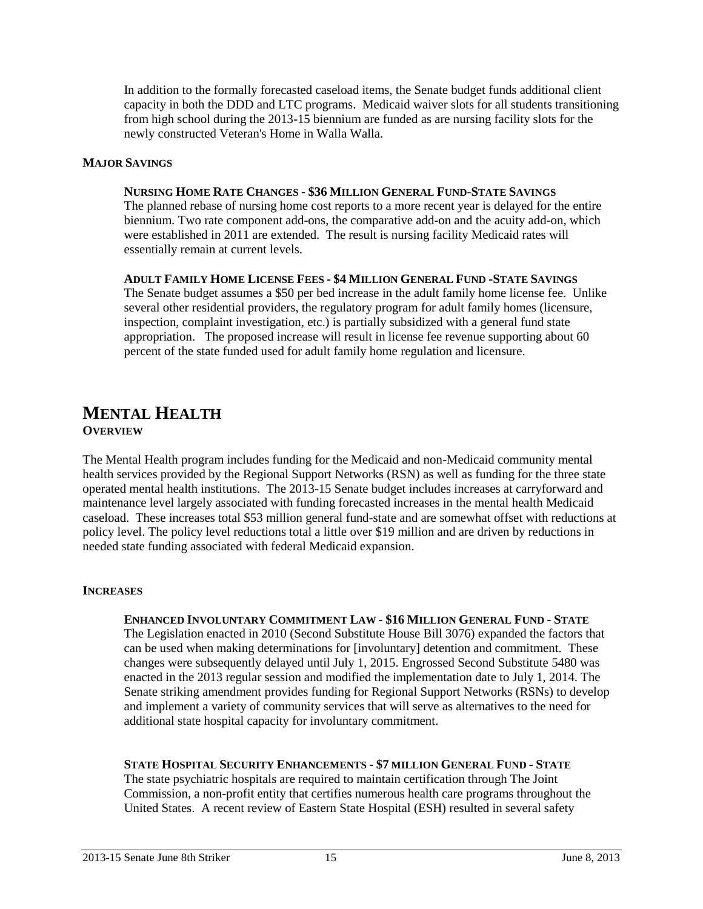In addition to the formally forecasted caseload items, the Senate budget funds additional client capacity in both the DDD and LTC programs. Medicaid waiver slots for all students transitioning from high school during the 2013-15 biennium are funded as are nursing facility slots for the newly constructed Veteran's Home in Walla Walla.

**MAJOR SAVINGS**

**NURSING HOME RATE CHANGES - $36 MILLION GENERAL FUND-STATE SAVINGS**
The planned rebase of nursing home cost reports to a more recent year is delayed for the entire biennium. Two rate component add-ons, the comparative add-on and the acuity add-on, which were established in 2011 are extended. The result is nursing facility Medicaid rates will essentially remain at current levels.

**ADULT FAMILY HOME LICENSE FEES - $4 MILLION GENERAL FUND -STATE SAVINGS**
The Senate budget assumes a $50 per bed increase in the adult family home license fee. Unlike several other residential providers, the regulatory program for adult family homes (licensure, inspection, complaint investigation, etc.) is partially subsidized with a general fund state appropriation. The proposed increase will result in license fee revenue supporting about 60 percent of the state funded used for adult family home regulation and licensure.

# MENTAL HEALTH

**OVERVIEW**

The Mental Health program includes funding for the Medicaid and non-Medicaid community mental health services provided by the Regional Support Networks (RSN) as well as funding for the three state operated mental health institutions. The 2013-15 Senate budget includes increases at carryforward and maintenance level largely associated with funding forecasted increases in the mental health Medicaid caseload. These increases total $53 million general fund-state and are somewhat offset with reductions at policy level. The policy level reductions total a little over $19 million and are driven by reductions in needed state funding associated with federal Medicaid expansion.

**INCREASES**

**ENHANCED INVOLUNTARY COMMITMENT LAW - $16 MILLION GENERAL FUND - STATE**
The Legislation enacted in 2010 (Second Substitute House Bill 3076) expanded the factors that can be used when making determinations for [involuntary] detention and commitment. These changes were subsequently delayed until July 1, 2015. Engrossed Second Substitute 5480 was enacted in the 2013 regular session and modified the implementation date to July 1, 2014. The Senate striking amendment provides funding for Regional Support Networks (RSNs) to develop and implement a variety of community services that will serve as alternatives to the need for additional state hospital capacity for involuntary commitment.

**STATE HOSPITAL SECURITY ENHANCEMENTS - $7 MILLION GENERAL FUND - STATE**
The state psychiatric hospitals are required to maintain certification through The Joint Commission, a non-profit entity that certifies numerous health care programs throughout the United States. A recent review of Eastern State Hospital (ESH) resulted in several safety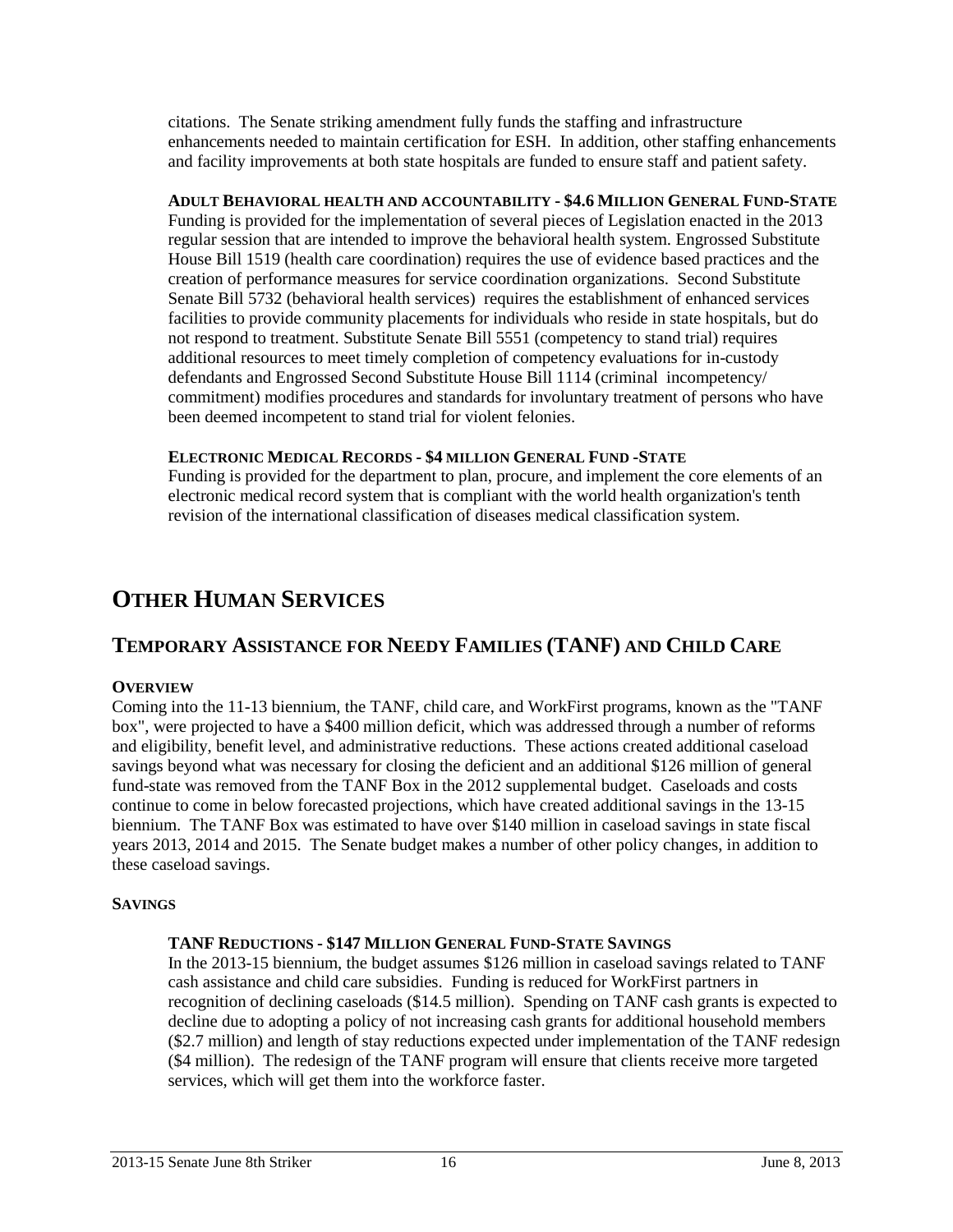citations. The Senate striking amendment fully funds the staffing and infrastructure enhancements needed to maintain certification for ESH. In addition, other staffing enhancements and facility improvements at both state hospitals are funded to ensure staff and patient safety.

**ADULT BEHAVIORAL HEALTH AND ACCOUNTABILITY - $4.6 MILLION GENERAL FUND-STATE**
Funding is provided for the implementation of several pieces of Legislation enacted in the 2013 regular session that are intended to improve the behavioral health system. Engrossed Substitute House Bill 1519 (health care coordination) requires the use of evidence based practices and the creation of performance measures for service coordination organizations. Second Substitute Senate Bill 5732 (behavioral health services) requires the establishment of enhanced services facilities to provide community placements for individuals who reside in state hospitals, but do not respond to treatment. Substitute Senate Bill 5551 (competency to stand trial) requires additional resources to meet timely completion of competency evaluations for in-custody defendants and Engrossed Second Substitute House Bill 1114 (criminal incompetency/ commitment) modifies procedures and standards for involuntary treatment of persons who have been deemed incompetent to stand trial for violent felonies.

**ELECTRONIC MEDICAL RECORDS - $4 MILLION GENERAL FUND -STATE**
Funding is provided for the department to plan, procure, and implement the core elements of an electronic medical record system that is compliant with the world health organization's tenth revision of the international classification of diseases medical classification system.

# OTHER HUMAN SERVICES

## TEMPORARY ASSISTANCE FOR NEEDY FAMILIES (TANF) AND CHILD CARE

**OVERVIEW**
Coming into the 11-13 biennium, the TANF, child care, and WorkFirst programs, known as the "TANF box", were projected to have a $400 million deficit, which was addressed through a number of reforms and eligibility, benefit level, and administrative reductions. These actions created additional caseload savings beyond what was necessary for closing the deficient and an additional $126 million of general fund-state was removed from the TANF Box in the 2012 supplemental budget. Caseloads and costs continue to come in below forecasted projections, which have created additional savings in the 13-15 biennium. The TANF Box was estimated to have over $140 million in caseload savings in state fiscal years 2013, 2014 and 2015. The Senate budget makes a number of other policy changes, in addition to these caseload savings.

**SAVINGS**

**TANF REDUCTIONS - $147 MILLION GENERAL FUND-STATE SAVINGS**
In the 2013-15 biennium, the budget assumes $126 million in caseload savings related to TANF cash assistance and child care subsidies. Funding is reduced for WorkFirst partners in recognition of declining caseloads ($14.5 million). Spending on TANF cash grants is expected to decline due to adopting a policy of not increasing cash grants for additional household members ($2.7 million) and length of stay reductions expected under implementation of the TANF redesign ($4 million). The redesign of the TANF program will ensure that clients receive more targeted services, which will get them into the workforce faster.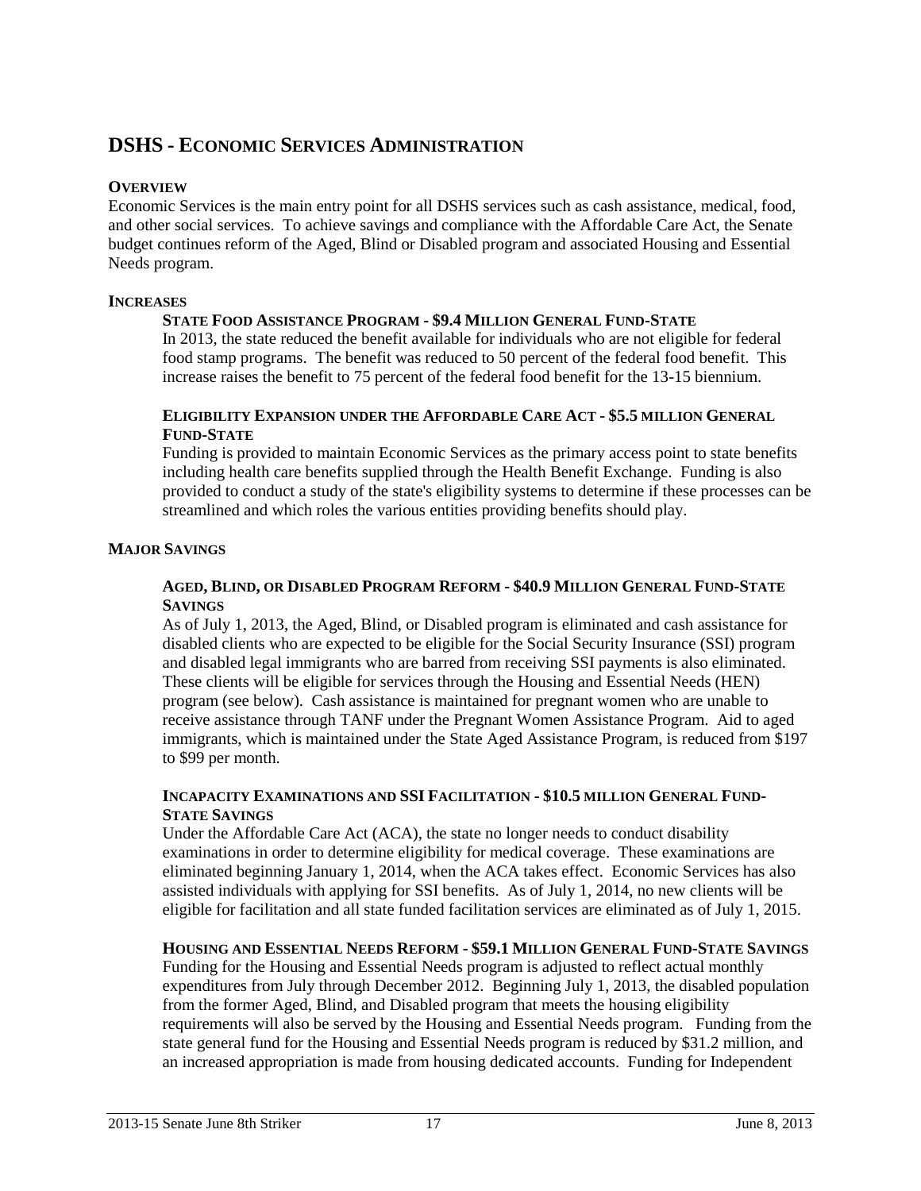# DSHS - Economic Services Administration

**Overview**

Economic Services is the main entry point for all DSHS services such as cash assistance, medical, food, and other social services. To achieve savings and compliance with the Affordable Care Act, the Senate budget continues reform of the Aged, Blind or Disabled program and associated Housing and Essential Needs program.

**Increases**

**State Food Assistance Program - $9.4 Million General Fund-State**

In 2013, the state reduced the benefit available for individuals who are not eligible for federal food stamp programs. The benefit was reduced to 50 percent of the federal food benefit. This increase raises the benefit to 75 percent of the federal food benefit for the 13-15 biennium.

**Eligibility Expansion under the Affordable Care Act - $5.5 million General Fund-State**

Funding is provided to maintain Economic Services as the primary access point to state benefits including health care benefits supplied through the Health Benefit Exchange. Funding is also provided to conduct a study of the state's eligibility systems to determine if these processes can be streamlined and which roles the various entities providing benefits should play.

**Major Savings**

**Aged, Blind, or Disabled Program Reform - $40.9 Million General Fund-State Savings**

As of July 1, 2013, the Aged, Blind, or Disabled program is eliminated and cash assistance for disabled clients who are expected to be eligible for the Social Security Insurance (SSI) program and disabled legal immigrants who are barred from receiving SSI payments is also eliminated. These clients will be eligible for services through the Housing and Essential Needs (HEN) program (see below). Cash assistance is maintained for pregnant women who are unable to receive assistance through TANF under the Pregnant Women Assistance Program. Aid to aged immigrants, which is maintained under the State Aged Assistance Program, is reduced from $197 to $99 per month.

**Incapacity Examinations and SSI Facilitation - $10.5 million General Fund-State Savings**

Under the Affordable Care Act (ACA), the state no longer needs to conduct disability examinations in order to determine eligibility for medical coverage. These examinations are eliminated beginning January 1, 2014, when the ACA takes effect. Economic Services has also assisted individuals with applying for SSI benefits. As of July 1, 2014, no new clients will be eligible for facilitation and all state funded facilitation services are eliminated as of July 1, 2015.

**Housing and Essential Needs Reform - $59.1 Million General Fund-State Savings**

Funding for the Housing and Essential Needs program is adjusted to reflect actual monthly expenditures from July through December 2012. Beginning July 1, 2013, the disabled population from the former Aged, Blind, and Disabled program that meets the housing eligibility requirements will also be served by the Housing and Essential Needs program. Funding from the state general fund for the Housing and Essential Needs program is reduced by $31.2 million, and an increased appropriation is made from housing dedicated accounts. Funding for Independent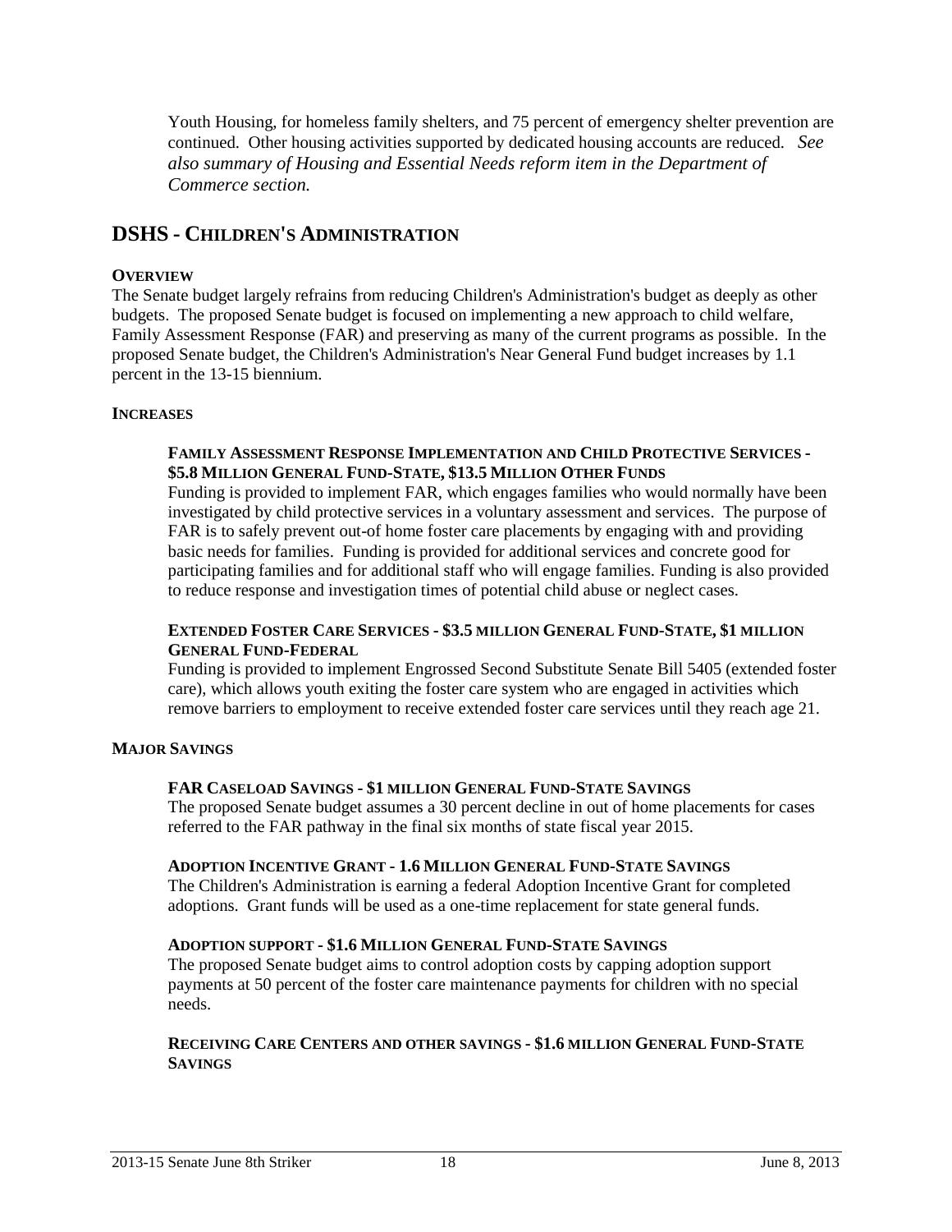Youth Housing, for homeless family shelters, and 75 percent of emergency shelter prevention are continued. Other housing activities supported by dedicated housing accounts are reduced. *See also summary of Housing and Essential Needs reform item in the Department of Commerce section.*

## DSHS - CHILDREN'S ADMINISTRATION

**OVERVIEW**

The Senate budget largely refrains from reducing Children's Administration's budget as deeply as other budgets. The proposed Senate budget is focused on implementing a new approach to child welfare, Family Assessment Response (FAR) and preserving as many of the current programs as possible. In the proposed Senate budget, the Children's Administration's Near General Fund budget increases by 1.1 percent in the 13-15 biennium.

**INCREASES**

**FAMILY ASSESSMENT RESPONSE IMPLEMENTATION AND CHILD PROTECTIVE SERVICES - $5.8 MILLION GENERAL FUND-STATE, $13.5 MILLION OTHER FUNDS**

Funding is provided to implement FAR, which engages families who would normally have been investigated by child protective services in a voluntary assessment and services. The purpose of FAR is to safely prevent out-of home foster care placements by engaging with and providing basic needs for families. Funding is provided for additional services and concrete good for participating families and for additional staff who will engage families. Funding is also provided to reduce response and investigation times of potential child abuse or neglect cases.

**EXTENDED FOSTER CARE SERVICES - $3.5 MILLION GENERAL FUND-STATE, $1 MILLION GENERAL FUND-FEDERAL**

Funding is provided to implement Engrossed Second Substitute Senate Bill 5405 (extended foster care), which allows youth exiting the foster care system who are engaged in activities which remove barriers to employment to receive extended foster care services until they reach age 21.

**MAJOR SAVINGS**

**FAR CASELOAD SAVINGS - $1 MILLION GENERAL FUND-STATE SAVINGS**

The proposed Senate budget assumes a 30 percent decline in out of home placements for cases referred to the FAR pathway in the final six months of state fiscal year 2015.

**ADOPTION INCENTIVE GRANT - 1.6 MILLION GENERAL FUND-STATE SAVINGS**

The Children's Administration is earning a federal Adoption Incentive Grant for completed adoptions. Grant funds will be used as a one-time replacement for state general funds.

**ADOPTION SUPPORT - $1.6 MILLION GENERAL FUND-STATE SAVINGS**

The proposed Senate budget aims to control adoption costs by capping adoption support payments at 50 percent of the foster care maintenance payments for children with no special needs.

**RECEIVING CARE CENTERS AND OTHER SAVINGS - $1.6 MILLION GENERAL FUND-STATE SAVINGS**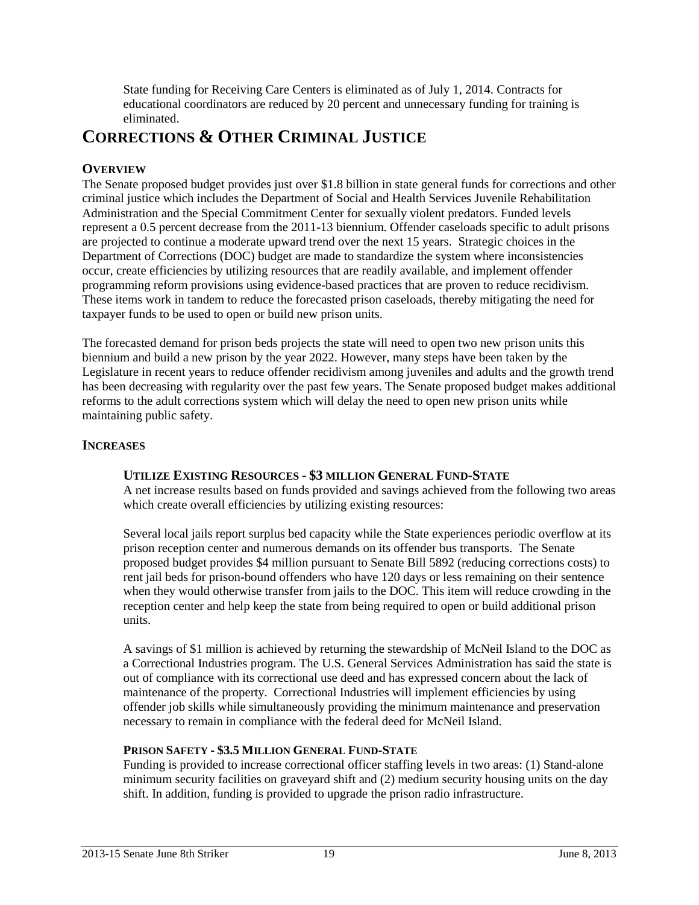State funding for Receiving Care Centers is eliminated as of July 1, 2014. Contracts for educational coordinators are reduced by 20 percent and unnecessary funding for training is eliminated.

# CORRECTIONS & OTHER CRIMINAL JUSTICE

## OVERVIEW

The Senate proposed budget provides just over $1.8 billion in state general funds for corrections and other criminal justice which includes the Department of Social and Health Services Juvenile Rehabilitation Administration and the Special Commitment Center for sexually violent predators. Funded levels represent a 0.5 percent decrease from the 2011-13 biennium. Offender caseloads specific to adult prisons are projected to continue a moderate upward trend over the next 15 years. Strategic choices in the Department of Corrections (DOC) budget are made to standardize the system where inconsistencies occur, create efficiencies by utilizing resources that are readily available, and implement offender programming reform provisions using evidence-based practices that are proven to reduce recidivism. These items work in tandem to reduce the forecasted prison caseloads, thereby mitigating the need for taxpayer funds to be used to open or build new prison units.

The forecasted demand for prison beds projects the state will need to open two new prison units this biennium and build a new prison by the year 2022. However, many steps have been taken by the Legislature in recent years to reduce offender recidivism among juveniles and adults and the growth trend has been decreasing with regularity over the past few years. The Senate proposed budget makes additional reforms to the adult corrections system which will delay the need to open new prison units while maintaining public safety.

## INCREASES

### UTILIZE EXISTING RESOURCES - $3 MILLION GENERAL FUND-STATE

A net increase results based on funds provided and savings achieved from the following two areas which create overall efficiencies by utilizing existing resources:

Several local jails report surplus bed capacity while the State experiences periodic overflow at its prison reception center and numerous demands on its offender bus transports. The Senate proposed budget provides $4 million pursuant to Senate Bill 5892 (reducing corrections costs) to rent jail beds for prison-bound offenders who have 120 days or less remaining on their sentence when they would otherwise transfer from jails to the DOC. This item will reduce crowding in the reception center and help keep the state from being required to open or build additional prison units.

A savings of $1 million is achieved by returning the stewardship of McNeil Island to the DOC as a Correctional Industries program. The U.S. General Services Administration has said the state is out of compliance with its correctional use deed and has expressed concern about the lack of maintenance of the property. Correctional Industries will implement efficiencies by using offender job skills while simultaneously providing the minimum maintenance and preservation necessary to remain in compliance with the federal deed for McNeil Island.

### PRISON SAFETY - $3.5 MILLION GENERAL FUND-STATE

Funding is provided to increase correctional officer staffing levels in two areas: (1) Stand-alone minimum security facilities on graveyard shift and (2) medium security housing units on the day shift. In addition, funding is provided to upgrade the prison radio infrastructure.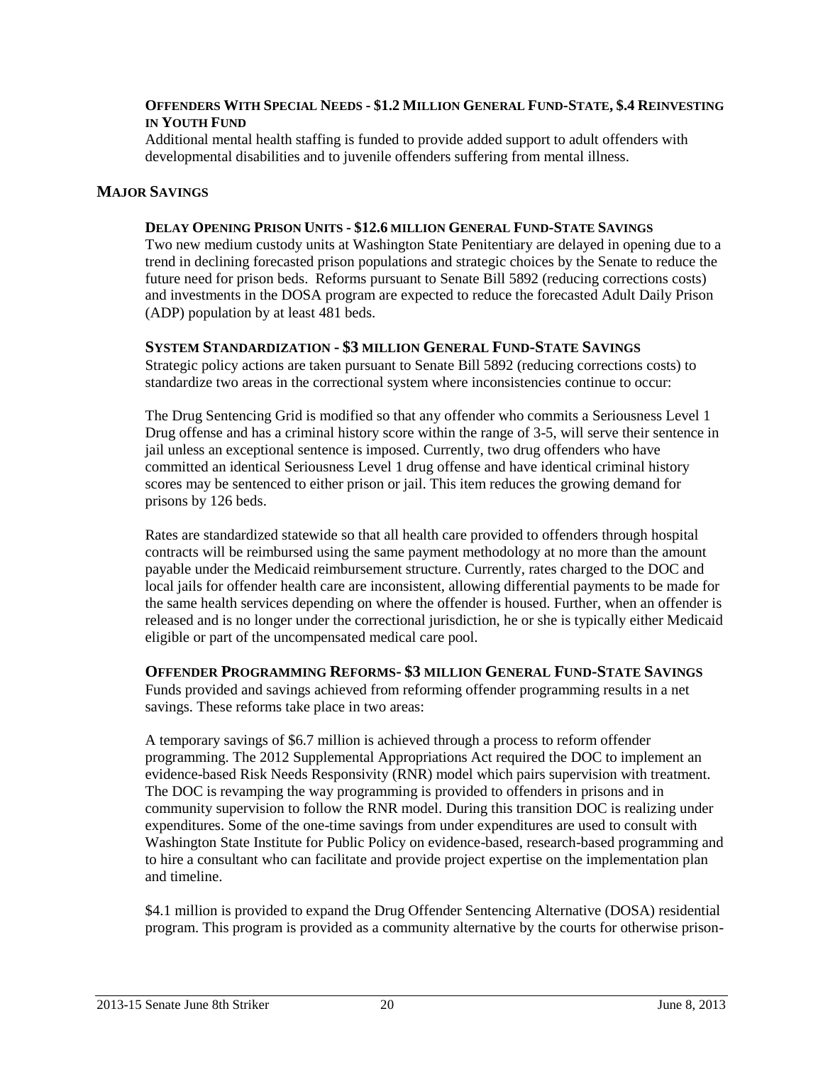### Offenders With Special Needs - $1.2 Million General Fund-State, $.4 Reinvesting in Youth Fund

Additional mental health staffing is funded to provide added support to adult offenders with developmental disabilities and to juvenile offenders suffering from mental illness.

## Major Savings

### Delay Opening Prison Units - $12.6 million General Fund-State Savings

Two new medium custody units at Washington State Penitentiary are delayed in opening due to a trend in declining forecasted prison populations and strategic choices by the Senate to reduce the future need for prison beds. Reforms pursuant to Senate Bill 5892 (reducing corrections costs) and investments in the DOSA program are expected to reduce the forecasted Adult Daily Prison (ADP) population by at least 481 beds.

### System Standardization - $3 million General Fund-State Savings

Strategic policy actions are taken pursuant to Senate Bill 5892 (reducing corrections costs) to standardize two areas in the correctional system where inconsistencies continue to occur:

The Drug Sentencing Grid is modified so that any offender who commits a Seriousness Level 1 Drug offense and has a criminal history score within the range of 3-5, will serve their sentence in jail unless an exceptional sentence is imposed. Currently, two drug offenders who have committed an identical Seriousness Level 1 drug offense and have identical criminal history scores may be sentenced to either prison or jail. This item reduces the growing demand for prisons by 126 beds.

Rates are standardized statewide so that all health care provided to offenders through hospital contracts will be reimbursed using the same payment methodology at no more than the amount payable under the Medicaid reimbursement structure. Currently, rates charged to the DOC and local jails for offender health care are inconsistent, allowing differential payments to be made for the same health services depending on where the offender is housed. Further, when an offender is released and is no longer under the correctional jurisdiction, he or she is typically either Medicaid eligible or part of the uncompensated medical care pool.

### Offender Programming Reforms- $3 million General Fund-State Savings

Funds provided and savings achieved from reforming offender programming results in a net savings. These reforms take place in two areas:

A temporary savings of $6.7 million is achieved through a process to reform offender programming. The 2012 Supplemental Appropriations Act required the DOC to implement an evidence-based Risk Needs Responsivity (RNR) model which pairs supervision with treatment. The DOC is revamping the way programming is provided to offenders in prisons and in community supervision to follow the RNR model. During this transition DOC is realizing under expenditures. Some of the one-time savings from under expenditures are used to consult with Washington State Institute for Public Policy on evidence-based, research-based programming and to hire a consultant who can facilitate and provide project expertise on the implementation plan and timeline.

$4.1 million is provided to expand the Drug Offender Sentencing Alternative (DOSA) residential program. This program is provided as a community alternative by the courts for otherwise prison-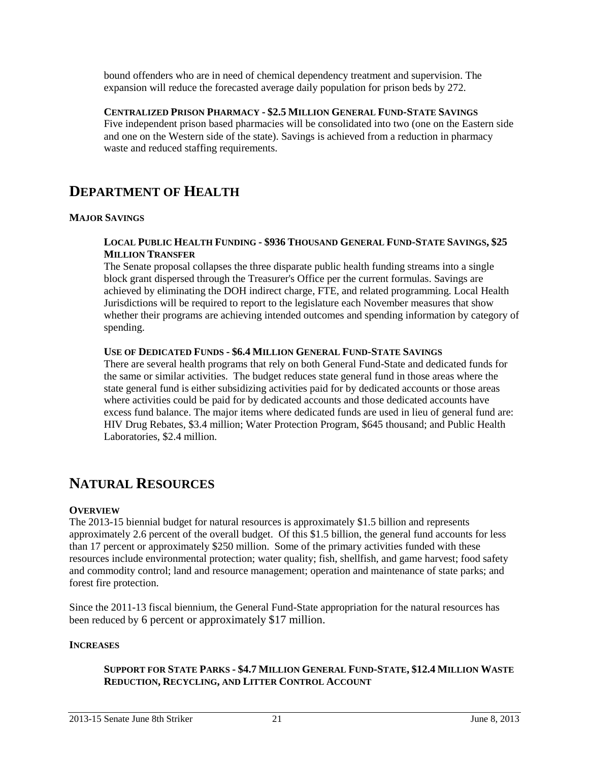bound offenders who are in need of chemical dependency treatment and supervision. The expansion will reduce the forecasted average daily population for prison beds by 272.

**CENTRALIZED PRISON PHARMACY - $2.5 MILLION GENERAL FUND-STATE SAVINGS**
Five independent prison based pharmacies will be consolidated into two (one on the Eastern side and one on the Western side of the state). Savings is achieved from a reduction in pharmacy waste and reduced staffing requirements.

## DEPARTMENT OF HEALTH

### MAJOR SAVINGS

**LOCAL PUBLIC HEALTH FUNDING - $936 THOUSAND GENERAL FUND-STATE SAVINGS, $25 MILLION TRANSFER**
The Senate proposal collapses the three disparate public health funding streams into a single block grant dispersed through the Treasurer's Office per the current formulas. Savings are achieved by eliminating the DOH indirect charge, FTE, and related programming. Local Health Jurisdictions will be required to report to the legislature each November measures that show whether their programs are achieving intended outcomes and spending information by category of spending.

**USE OF DEDICATED FUNDS - $6.4 MILLION GENERAL FUND-STATE SAVINGS**
There are several health programs that rely on both General Fund-State and dedicated funds for the same or similar activities. The budget reduces state general fund in those areas where the state general fund is either subsidizing activities paid for by dedicated accounts or those areas where activities could be paid for by dedicated accounts and those dedicated accounts have excess fund balance. The major items where dedicated funds are used in lieu of general fund are: HIV Drug Rebates, $3.4 million; Water Protection Program, $645 thousand; and Public Health Laboratories, $2.4 million.

## NATURAL RESOURCES

### OVERVIEW

The 2013-15 biennial budget for natural resources is approximately $1.5 billion and represents approximately 2.6 percent of the overall budget. Of this $1.5 billion, the general fund accounts for less than 17 percent or approximately $250 million. Some of the primary activities funded with these resources include environmental protection; water quality; fish, shellfish, and game harvest; food safety and commodity control; land and resource management; operation and maintenance of state parks; and forest fire protection.

Since the 2011-13 fiscal biennium, the General Fund-State appropriation for the natural resources has been reduced by 6 percent or approximately $17 million.

### INCREASES

**SUPPORT FOR STATE PARKS - $4.7 MILLION GENERAL FUND-STATE, $12.4 MILLION WASTE REDUCTION, RECYCLING, AND LITTER CONTROL ACCOUNT**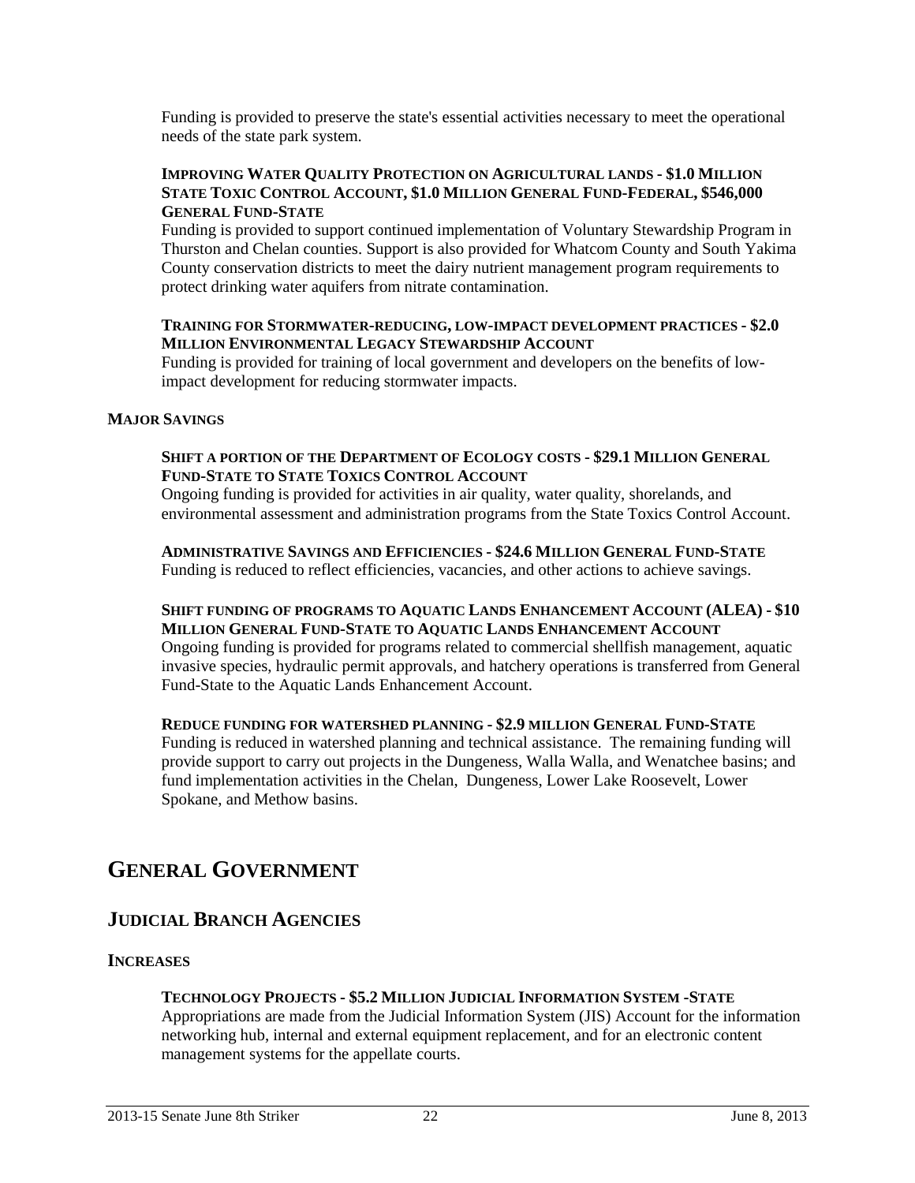Funding is provided to preserve the state's essential activities necessary to meet the operational needs of the state park system.

**IMPROVING WATER QUALITY PROTECTION ON AGRICULTURAL LANDS - $1.0 MILLION STATE TOXIC CONTROL ACCOUNT, $1.0 MILLION GENERAL FUND-FEDERAL, $546,000 GENERAL FUND-STATE**

Funding is provided to support continued implementation of Voluntary Stewardship Program in Thurston and Chelan counties. Support is also provided for Whatcom County and South Yakima County conservation districts to meet the dairy nutrient management program requirements to protect drinking water aquifers from nitrate contamination.

**TRAINING FOR STORMWATER-REDUCING, LOW-IMPACT DEVELOPMENT PRACTICES - $2.0 MILLION ENVIRONMENTAL LEGACY STEWARDSHIP ACCOUNT**

Funding is provided for training of local government and developers on the benefits of low-impact development for reducing stormwater impacts.

### MAJOR SAVINGS

**SHIFT A PORTION OF THE DEPARTMENT OF ECOLOGY COSTS - $29.1 MILLION GENERAL FUND-STATE TO STATE TOXICS CONTROL ACCOUNT**

Ongoing funding is provided for activities in air quality, water quality, shorelands, and environmental assessment and administration programs from the State Toxics Control Account.

**ADMINISTRATIVE SAVINGS AND EFFICIENCIES - $24.6 MILLION GENERAL FUND-STATE**

Funding is reduced to reflect efficiencies, vacancies, and other actions to achieve savings.

**SHIFT FUNDING OF PROGRAMS TO AQUATIC LANDS ENHANCEMENT ACCOUNT (ALEA) - $10 MILLION GENERAL FUND-STATE TO AQUATIC LANDS ENHANCEMENT ACCOUNT**

Ongoing funding is provided for programs related to commercial shellfish management, aquatic invasive species, hydraulic permit approvals, and hatchery operations is transferred from General Fund-State to the Aquatic Lands Enhancement Account.

**REDUCE FUNDING FOR WATERSHED PLANNING - $2.9 MILLION GENERAL FUND-STATE**

Funding is reduced in watershed planning and technical assistance. The remaining funding will provide support to carry out projects in the Dungeness, Walla Walla, and Wenatchee basins; and fund implementation activities in the Chelan, Dungeness, Lower Lake Roosevelt, Lower Spokane, and Methow basins.

# GENERAL GOVERNMENT

## JUDICIAL BRANCH AGENCIES

### INCREASES

**TECHNOLOGY PROJECTS - $5.2 MILLION JUDICIAL INFORMATION SYSTEM -STATE**

Appropriations are made from the Judicial Information System (JIS) Account for the information networking hub, internal and external equipment replacement, and for an electronic content management systems for the appellate courts.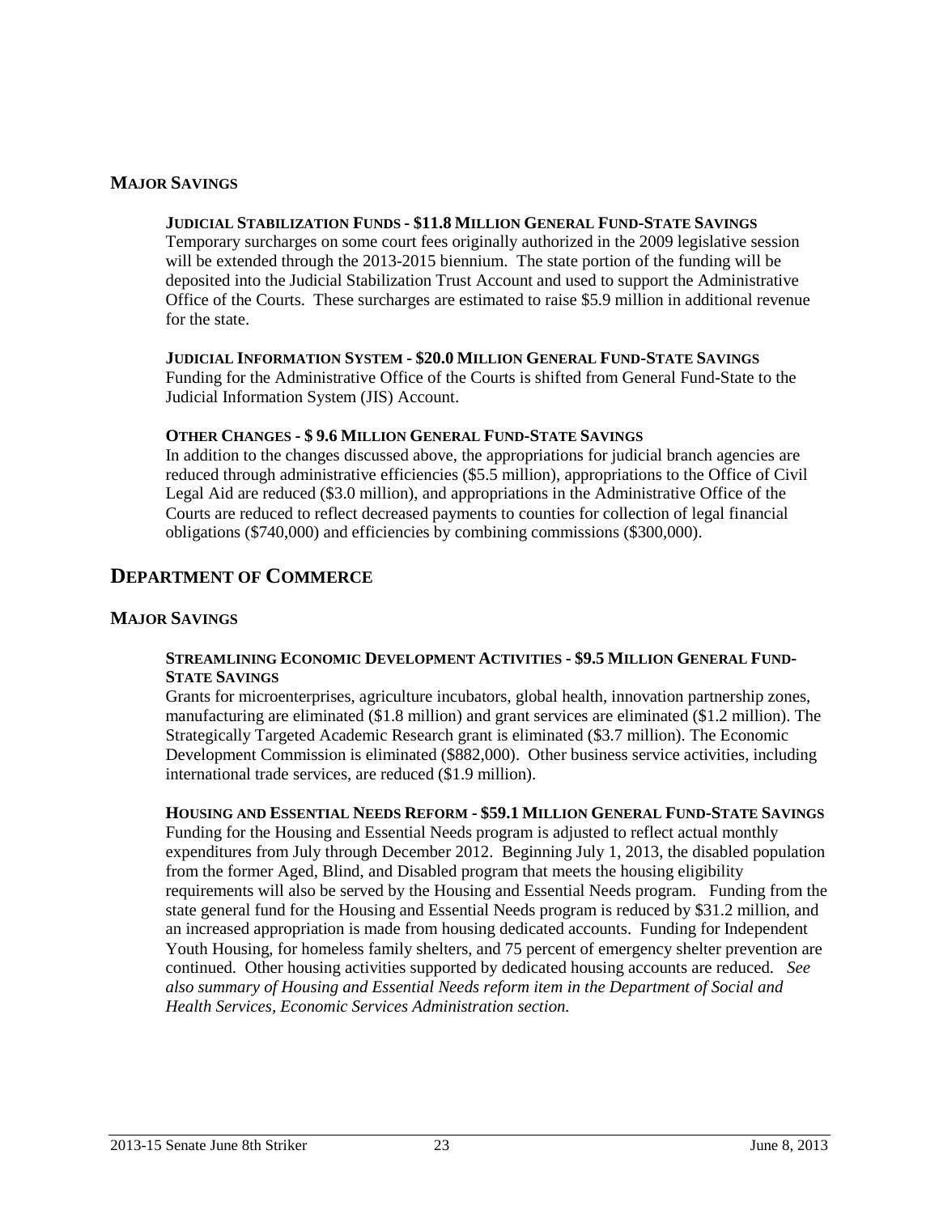### Major Savings

**Judicial Stabilization Funds - $11.8 Million General Fund-State Savings**

Temporary surcharges on some court fees originally authorized in the 2009 legislative session will be extended through the 2013-2015 biennium. The state portion of the funding will be deposited into the Judicial Stabilization Trust Account and used to support the Administrative Office of the Courts. These surcharges are estimated to raise $5.9 million in additional revenue for the state.

**Judicial Information System - $20.0 Million General Fund-State Savings**

Funding for the Administrative Office of the Courts is shifted from General Fund-State to the Judicial Information System (JIS) Account.

**Other Changes - $ 9.6 Million General Fund-State Savings**

In addition to the changes discussed above, the appropriations for judicial branch agencies are reduced through administrative efficiencies ($5.5 million), appropriations to the Office of Civil Legal Aid are reduced ($3.0 million), and appropriations in the Administrative Office of the Courts are reduced to reflect decreased payments to counties for collection of legal financial obligations ($740,000) and efficiencies by combining commissions ($300,000).

## Department of Commerce

### Major Savings

**Streamlining Economic Development Activities - $9.5 Million General Fund-State Savings**

Grants for microenterprises, agriculture incubators, global health, innovation partnership zones, manufacturing are eliminated ($1.8 million) and grant services are eliminated ($1.2 million). The Strategically Targeted Academic Research grant is eliminated ($3.7 million). The Economic Development Commission is eliminated ($882,000). Other business service activities, including international trade services, are reduced ($1.9 million).

**Housing and Essential Needs Reform - $59.1 Million General Fund-State Savings**

Funding for the Housing and Essential Needs program is adjusted to reflect actual monthly expenditures from July through December 2012. Beginning July 1, 2013, the disabled population from the former Aged, Blind, and Disabled program that meets the housing eligibility requirements will also be served by the Housing and Essential Needs program. Funding from the state general fund for the Housing and Essential Needs program is reduced by $31.2 million, and an increased appropriation is made from housing dedicated accounts. Funding for Independent Youth Housing, for homeless family shelters, and 75 percent of emergency shelter prevention are continued. Other housing activities supported by dedicated housing accounts are reduced. *See also summary of Housing and Essential Needs reform item in the Department of Social and Health Services, Economic Services Administration section.*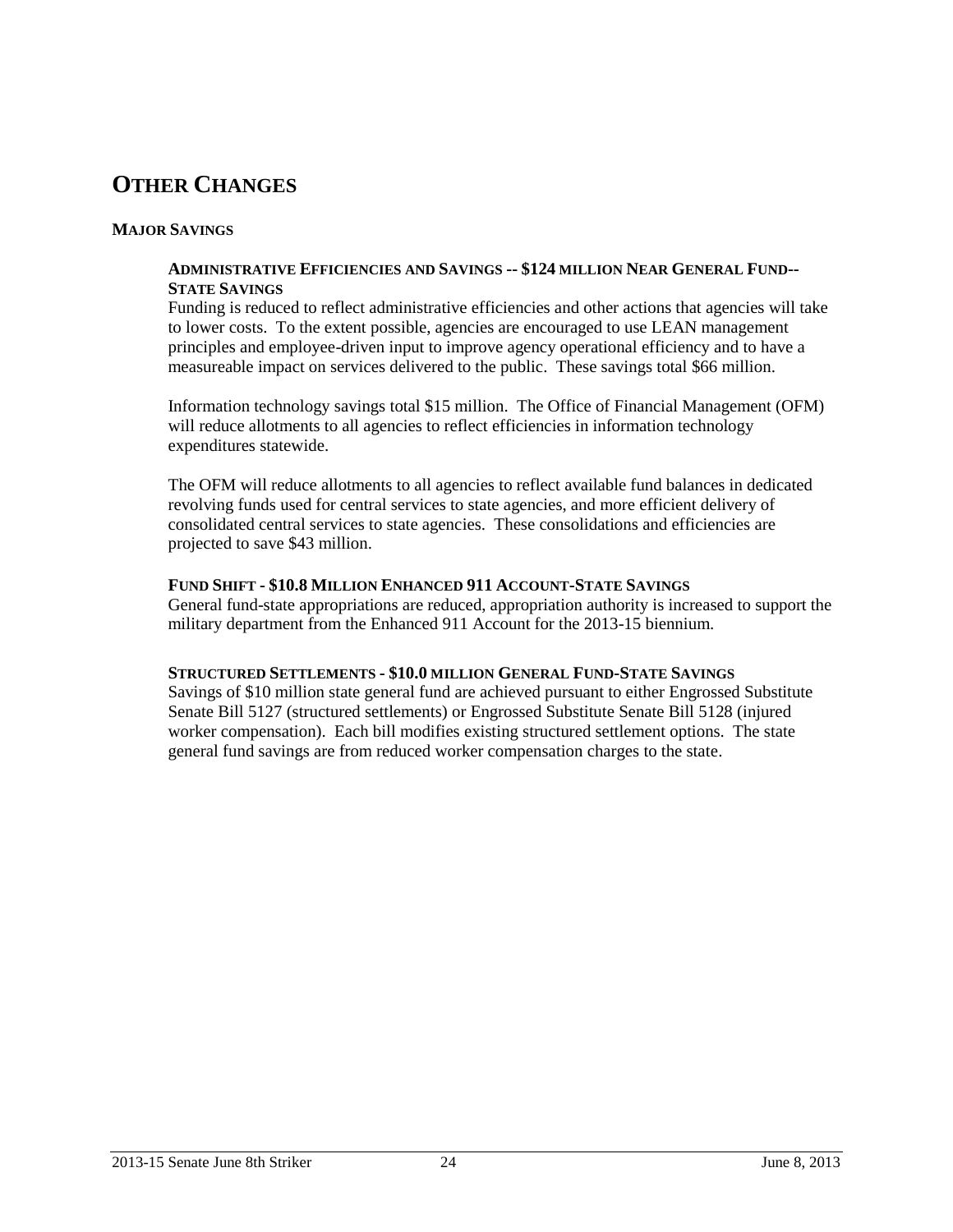# OTHER CHANGES

## MAJOR SAVINGS

### ADMINISTRATIVE EFFICIENCIES AND SAVINGS -- $124 MILLION NEAR GENERAL FUND--STATE SAVINGS

Funding is reduced to reflect administrative efficiencies and other actions that agencies will take to lower costs. To the extent possible, agencies are encouraged to use LEAN management principles and employee-driven input to improve agency operational efficiency and to have a measureable impact on services delivered to the public. These savings total $66 million.

Information technology savings total $15 million. The Office of Financial Management (OFM) will reduce allotments to all agencies to reflect efficiencies in information technology expenditures statewide.

The OFM will reduce allotments to all agencies to reflect available fund balances in dedicated revolving funds used for central services to state agencies, and more efficient delivery of consolidated central services to state agencies. These consolidations and efficiencies are projected to save $43 million.

### FUND SHIFT - $10.8 MILLION ENHANCED 911 ACCOUNT-STATE SAVINGS

General fund-state appropriations are reduced, appropriation authority is increased to support the military department from the Enhanced 911 Account for the 2013-15 biennium.

### STRUCTURED SETTLEMENTS - $10.0 MILLION GENERAL FUND-STATE SAVINGS

Savings of $10 million state general fund are achieved pursuant to either Engrossed Substitute Senate Bill 5127 (structured settlements) or Engrossed Substitute Senate Bill 5128 (injured worker compensation). Each bill modifies existing structured settlement options. The state general fund savings are from reduced worker compensation charges to the state.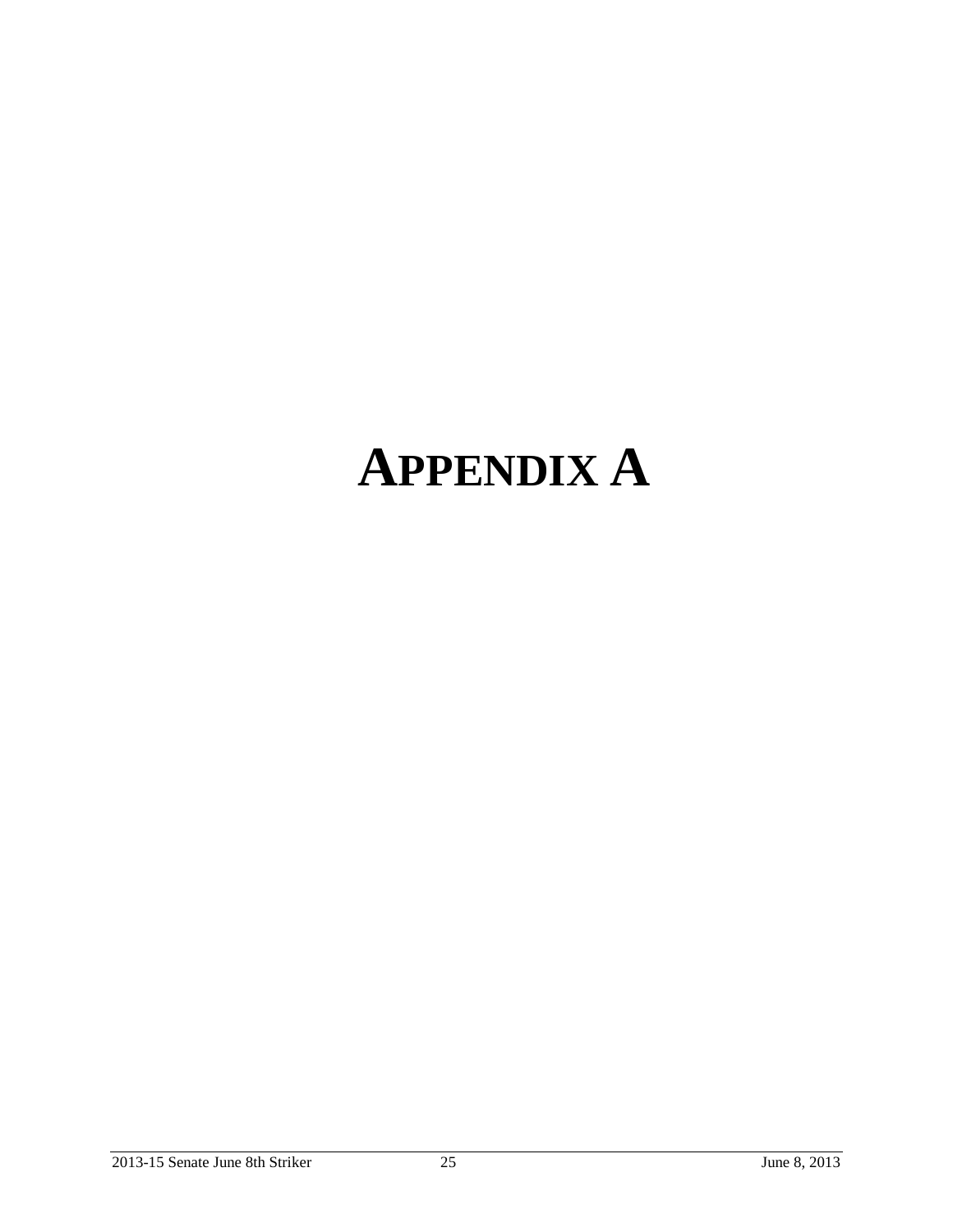# APPENDIX A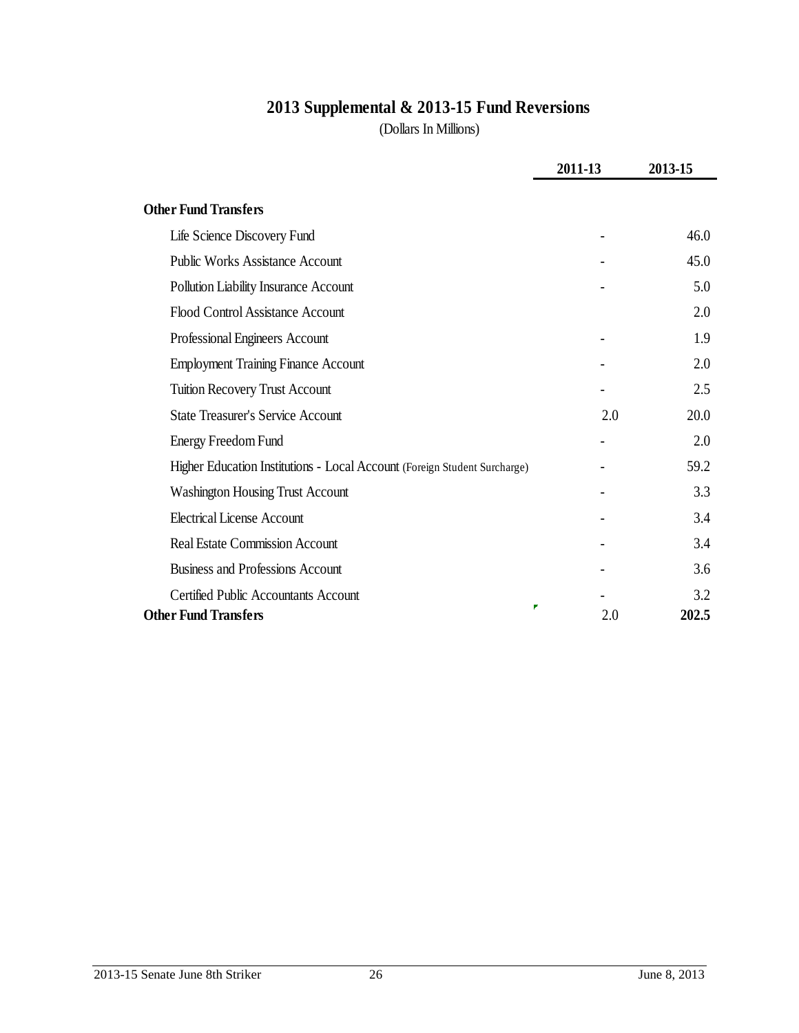# 2013 Supplemental & 2013-15 Fund Reversions

(Dollars In Millions)

| | 2011-13 | 2013-15 |
|---|---|---|
| **Other Fund Transfers** | | |
| Life Science Discovery Fund | - | 46.0 |
| Public Works Assistance Account | - | 45.0 |
| Pollution Liability Insurance Account | - | 5.0 |
| Flood Control Assistance Account | | 2.0 |
| Professional Engineers Account | - | 1.9 |
| Employment Training Finance Account | - | 2.0 |
| Tuition Recovery Trust Account | - | 2.5 |
| State Treasurer's Service Account | 2.0 | 20.0 |
| Energy Freedom Fund | - | 2.0 |
| Higher Education Institutions - Local Account (Foreign Student Surcharge) | - | 59.2 |
| Washington Housing Trust Account | - | 3.3 |
| Electrical License Account | - | 3.4 |
| Real Estate Commission Account | - | 3.4 |
| Business and Professions Account | - | 3.6 |
| Certified Public Accountants Account | - | 3.2 |
| **Other Fund Transfers** | 2.0 | **202.5** |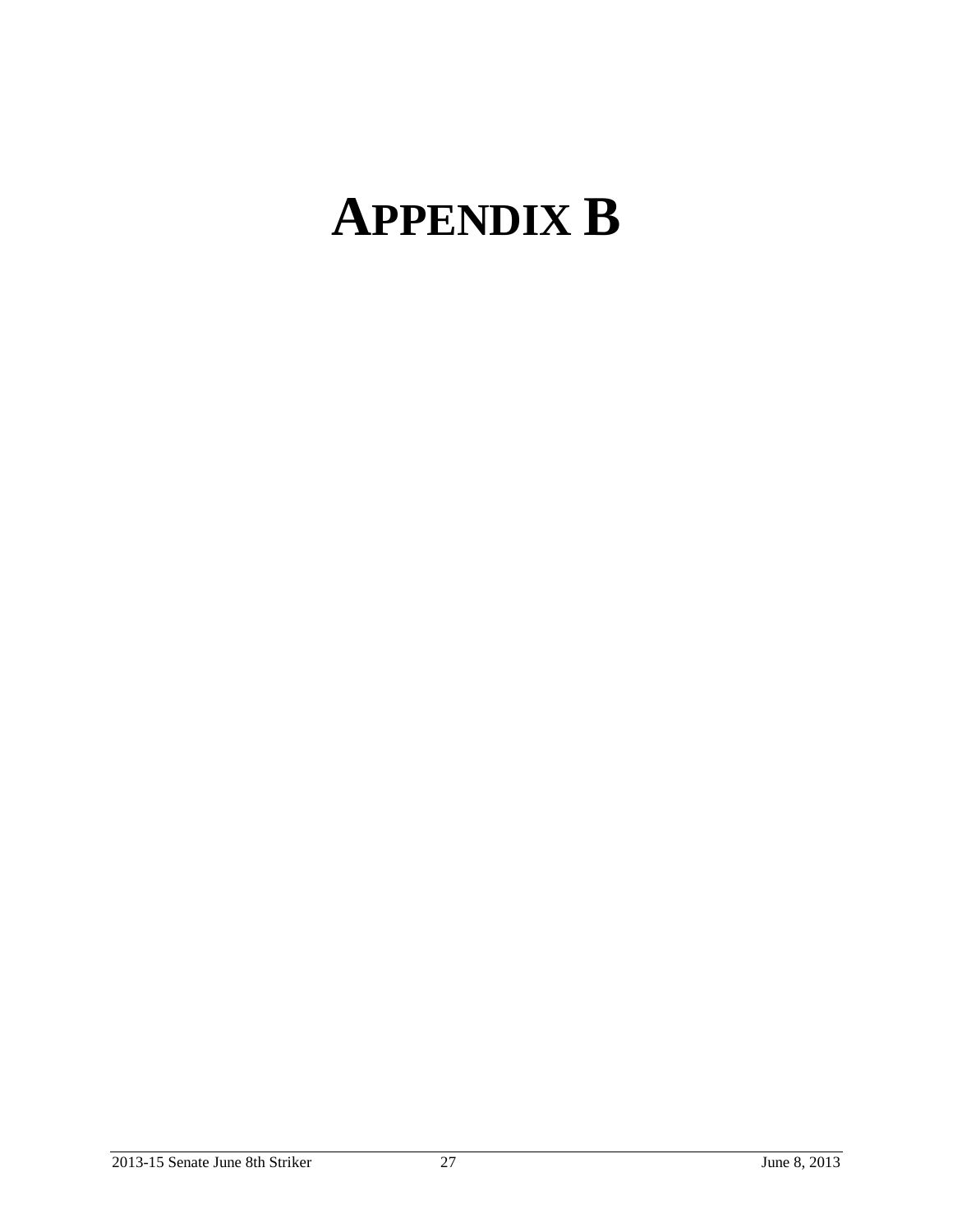# APPENDIX B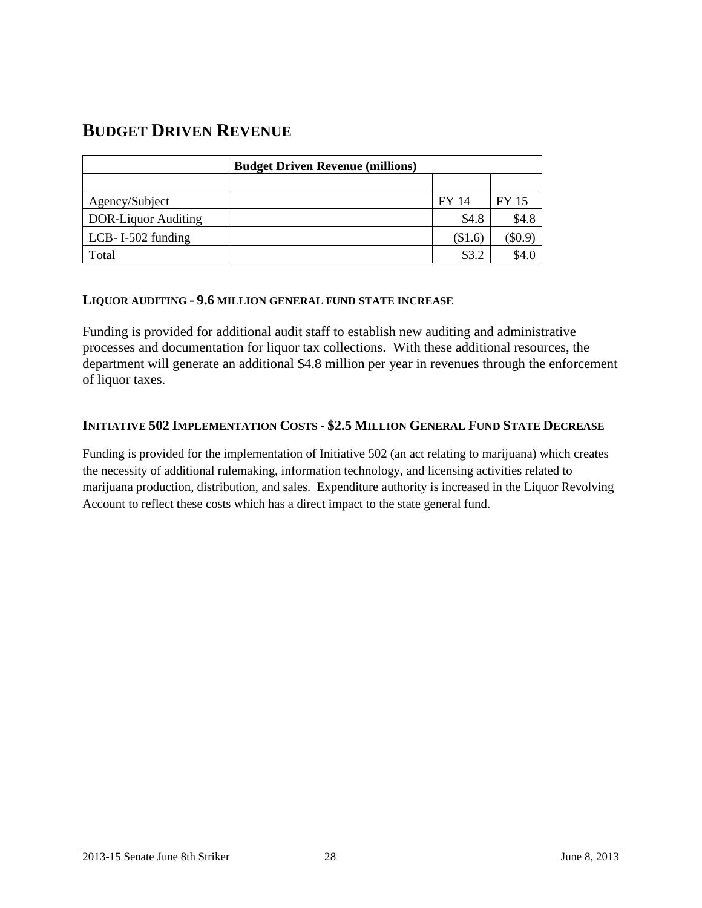## BUDGET DRIVEN REVENUE

| | Budget Driven Revenue (millions) | | |
|---|---|---|---|
| | | | |
| Agency/Subject | | FY 14 | FY 15 |
| DOR-Liquor Auditing | | $4.8 | $4.8 |
| LCB- I-502 funding | | ($1.6) | ($0.9) |
| Total | | $3.2 | $4.0 |

#### LIQUOR AUDITING - 9.6 MILLION GENERAL FUND STATE INCREASE

Funding is provided for additional audit staff to establish new auditing and administrative processes and documentation for liquor tax collections. With these additional resources, the department will generate an additional $4.8 million per year in revenues through the enforcement of liquor taxes.

#### INITIATIVE 502 IMPLEMENTATION COSTS - $2.5 MILLION GENERAL FUND STATE DECREASE

Funding is provided for the implementation of Initiative 502 (an act relating to marijuana) which creates the necessity of additional rulemaking, information technology, and licensing activities related to marijuana production, distribution, and sales. Expenditure authority is increased in the Liquor Revolving Account to reflect these costs which has a direct impact to the state general fund.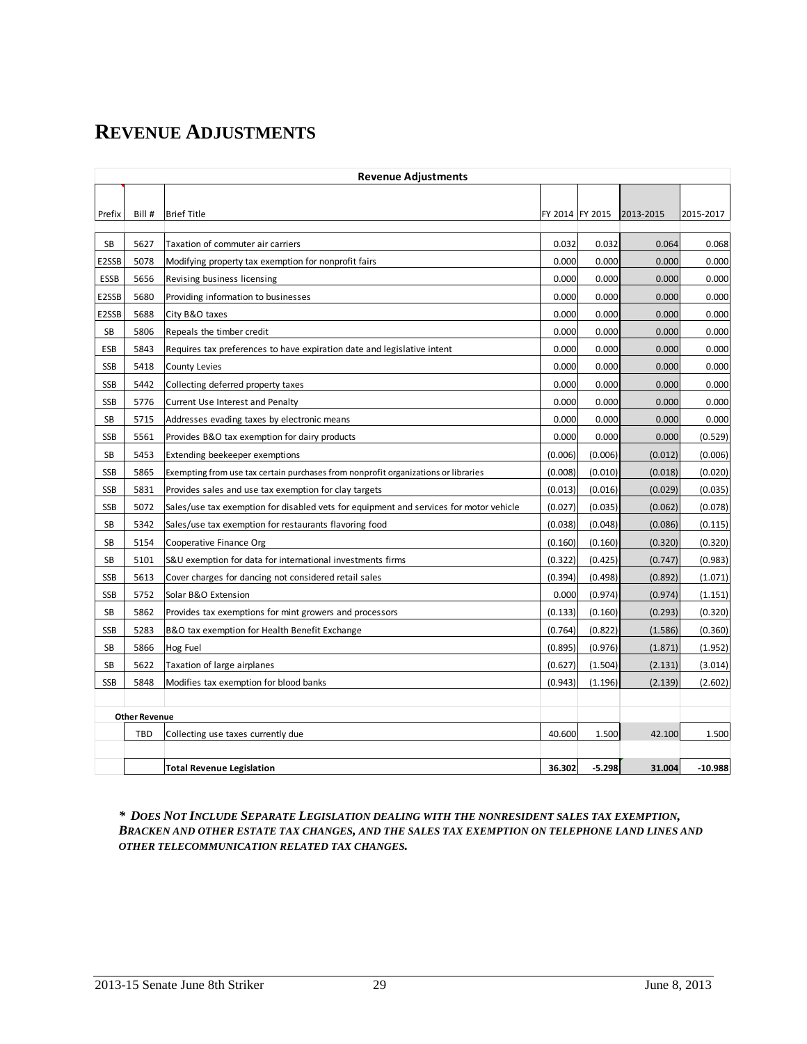# REVENUE ADJUSTMENTS

| Revenue Adjustments | | | | | | |
|---|---|---|---|---|---|---|
| Prefix | Bill # | Brief Title | FY 2014 | FY 2015 | 2013-2015 | 2015-2017 |
| SB | 5627 | Taxation of commuter air carriers | 0.032 | 0.032 | 0.064 | 0.068 |
| E2SSB | 5078 | Modifying property tax exemption for nonprofit fairs | 0.000 | 0.000 | 0.000 | 0.000 |
| ESSB | 5656 | Revising business licensing | 0.000 | 0.000 | 0.000 | 0.000 |
| E2SSB | 5680 | Providing information to businesses | 0.000 | 0.000 | 0.000 | 0.000 |
| E2SSB | 5688 | City B&O taxes | 0.000 | 0.000 | 0.000 | 0.000 |
| SB | 5806 | Repeals the timber credit | 0.000 | 0.000 | 0.000 | 0.000 |
| ESB | 5843 | Requires tax preferences to have expiration date and legislative intent | 0.000 | 0.000 | 0.000 | 0.000 |
| SSB | 5418 | County Levies | 0.000 | 0.000 | 0.000 | 0.000 |
| SSB | 5442 | Collecting deferred property taxes | 0.000 | 0.000 | 0.000 | 0.000 |
| SSB | 5776 | Current Use Interest and Penalty | 0.000 | 0.000 | 0.000 | 0.000 |
| SB | 5715 | Addresses evading taxes by electronic means | 0.000 | 0.000 | 0.000 | 0.000 |
| SSB | 5561 | Provides B&O tax exemption for dairy products | 0.000 | 0.000 | 0.000 | (0.529) |
| SB | 5453 | Extending beekeeper exemptions | (0.006) | (0.006) | (0.012) | (0.006) |
| SSB | 5865 | Exempting from use tax certain purchases from nonprofit organizations or libraries | (0.008) | (0.010) | (0.018) | (0.020) |
| SSB | 5831 | Provides sales and use tax exemption for clay targets | (0.013) | (0.016) | (0.029) | (0.035) |
| SSB | 5072 | Sales/use tax exemption for disabled vets for equipment and services for motor vehicle | (0.027) | (0.035) | (0.062) | (0.078) |
| SB | 5342 | Sales/use tax exemption for restaurants flavoring food | (0.038) | (0.048) | (0.086) | (0.115) |
| SB | 5154 | Cooperative Finance Org | (0.160) | (0.160) | (0.320) | (0.320) |
| SB | 5101 | S&U exemption for data for international investments firms | (0.322) | (0.425) | (0.747) | (0.983) |
| SSB | 5613 | Cover charges for dancing not considered retail sales | (0.394) | (0.498) | (0.892) | (1.071) |
| SSB | 5752 | Solar B&O Extension | 0.000 | (0.974) | (0.974) | (1.151) |
| SB | 5862 | Provides tax exemptions for mint growers and processors | (0.133) | (0.160) | (0.293) | (0.320) |
| SSB | 5283 | B&O tax exemption for Health Benefit Exchange | (0.764) | (0.822) | (1.586) | (0.360) |
| SB | 5866 | Hog Fuel | (0.895) | (0.976) | (1.871) | (1.952) |
| SB | 5622 | Taxation of large airplanes | (0.627) | (1.504) | (2.131) | (3.014) |
| SSB | 5848 | Modifies tax exemption for blood banks | (0.943) | (1.196) | (2.139) | (2.602) |
| **Other Revenue** | | | | | | |
| | TBD | Collecting use taxes currently due | 40.600 | 1.500 | 42.100 | 1.500 |
| | | **Total Revenue Legislation** | **36.302** | **-5.298** | **31.004** | **-10.988** |

***\* Does Not Include Separate Legislation dealing with the nonresident sales tax exemption, Bracken and other estate tax changes, and the sales tax exemption on telephone land lines and other telecommunication related tax changes.***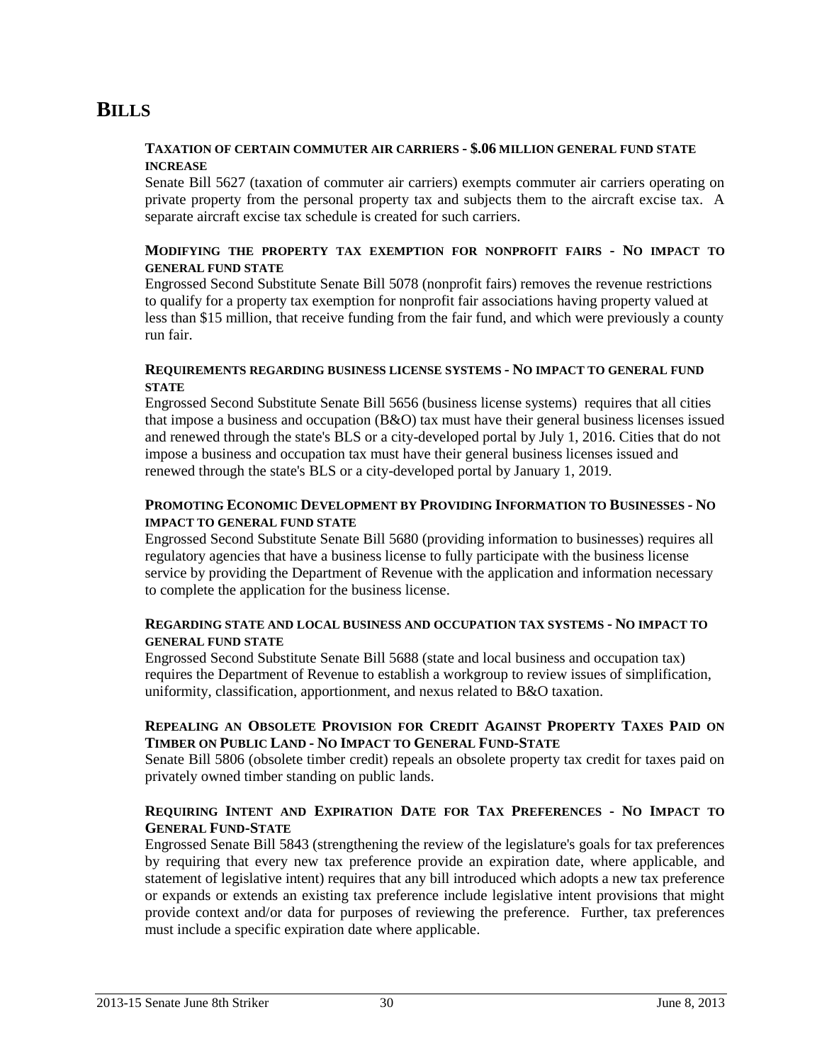## BILLS

**TAXATION OF CERTAIN COMMUTER AIR CARRIERS - $.06 MILLION GENERAL FUND STATE INCREASE**

Senate Bill 5627 (taxation of commuter air carriers) exempts commuter air carriers operating on private property from the personal property tax and subjects them to the aircraft excise tax. A separate aircraft excise tax schedule is created for such carriers.

**MODIFYING THE PROPERTY TAX EXEMPTION FOR NONPROFIT FAIRS - NO IMPACT TO GENERAL FUND STATE**

Engrossed Second Substitute Senate Bill 5078 (nonprofit fairs) removes the revenue restrictions to qualify for a property tax exemption for nonprofit fair associations having property valued at less than $15 million, that receive funding from the fair fund, and which were previously a county run fair.

**REQUIREMENTS REGARDING BUSINESS LICENSE SYSTEMS - NO IMPACT TO GENERAL FUND STATE**

Engrossed Second Substitute Senate Bill 5656 (business license systems) requires that all cities that impose a business and occupation (B&O) tax must have their general business licenses issued and renewed through the state's BLS or a city-developed portal by July 1, 2016. Cities that do not impose a business and occupation tax must have their general business licenses issued and renewed through the state's BLS or a city-developed portal by January 1, 2019.

**PROMOTING ECONOMIC DEVELOPMENT BY PROVIDING INFORMATION TO BUSINESSES - NO IMPACT TO GENERAL FUND STATE**

Engrossed Second Substitute Senate Bill 5680 (providing information to businesses) requires all regulatory agencies that have a business license to fully participate with the business license service by providing the Department of Revenue with the application and information necessary to complete the application for the business license.

**REGARDING STATE AND LOCAL BUSINESS AND OCCUPATION TAX SYSTEMS - NO IMPACT TO GENERAL FUND STATE**

Engrossed Second Substitute Senate Bill 5688 (state and local business and occupation tax) requires the Department of Revenue to establish a workgroup to review issues of simplification, uniformity, classification, apportionment, and nexus related to B&O taxation.

**REPEALING AN OBSOLETE PROVISION FOR CREDIT AGAINST PROPERTY TAXES PAID ON TIMBER ON PUBLIC LAND - NO IMPACT TO GENERAL FUND-STATE**

Senate Bill 5806 (obsolete timber credit) repeals an obsolete property tax credit for taxes paid on privately owned timber standing on public lands.

**REQUIRING INTENT AND EXPIRATION DATE FOR TAX PREFERENCES - NO IMPACT TO GENERAL FUND-STATE**

Engrossed Senate Bill 5843 (strengthening the review of the legislature's goals for tax preferences by requiring that every new tax preference provide an expiration date, where applicable, and statement of legislative intent) requires that any bill introduced which adopts a new tax preference or expands or extends an existing tax preference include legislative intent provisions that might provide context and/or data for purposes of reviewing the preference. Further, tax preferences must include a specific expiration date where applicable.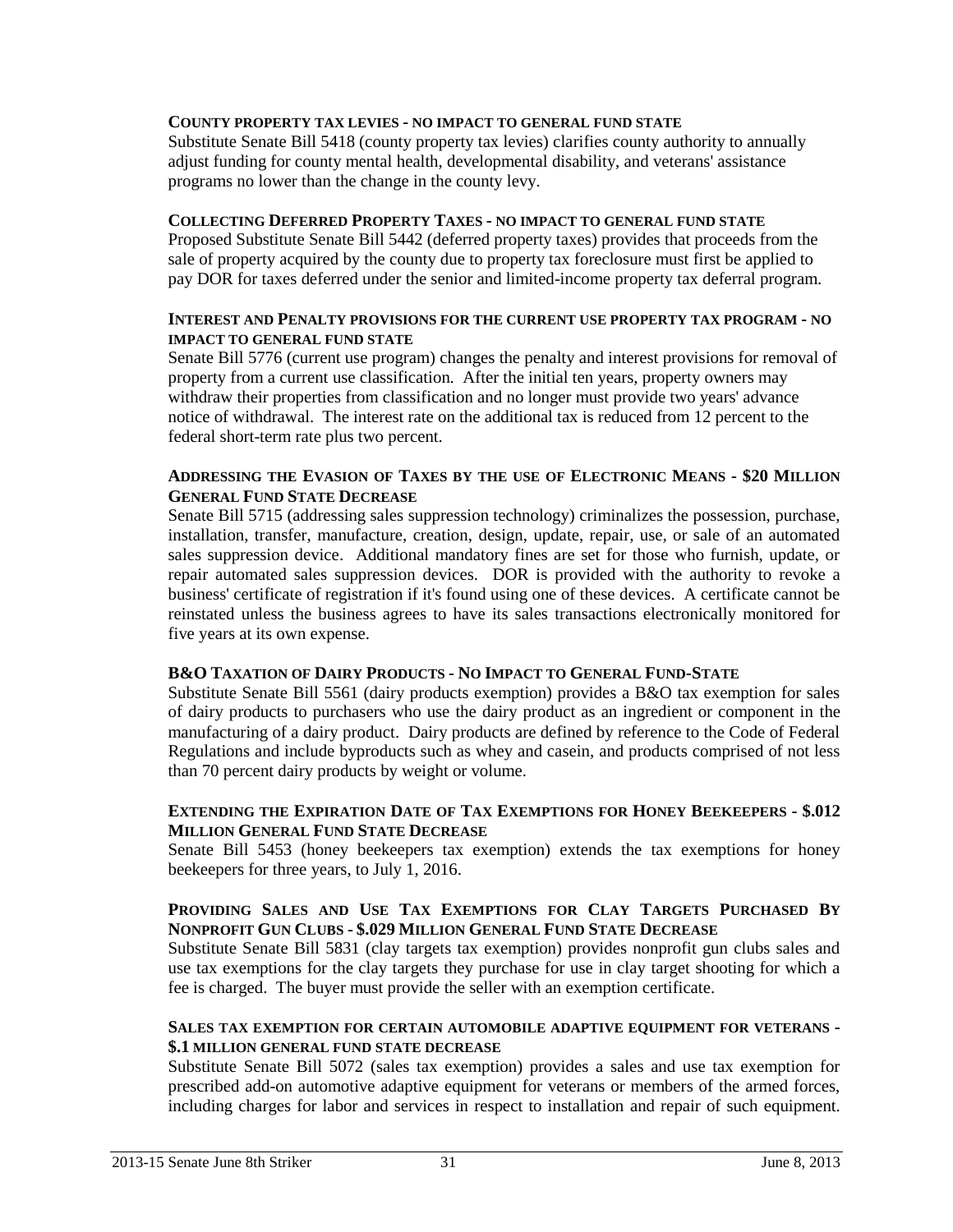#### COUNTY PROPERTY TAX LEVIES - NO IMPACT TO GENERAL FUND STATE

Substitute Senate Bill 5418 (county property tax levies) clarifies county authority to annually adjust funding for county mental health, developmental disability, and veterans' assistance programs no lower than the change in the county levy.

#### COLLECTING DEFERRED PROPERTY TAXES - NO IMPACT TO GENERAL FUND STATE

Proposed Substitute Senate Bill 5442 (deferred property taxes) provides that proceeds from the sale of property acquired by the county due to property tax foreclosure must first be applied to pay DOR for taxes deferred under the senior and limited-income property tax deferral program.

#### INTEREST AND PENALTY PROVISIONS FOR THE CURRENT USE PROPERTY TAX PROGRAM - NO IMPACT TO GENERAL FUND STATE

Senate Bill 5776 (current use program) changes the penalty and interest provisions for removal of property from a current use classification. After the initial ten years, property owners may withdraw their properties from classification and no longer must provide two years' advance notice of withdrawal. The interest rate on the additional tax is reduced from 12 percent to the federal short-term rate plus two percent.

#### ADDRESSING THE EVASION OF TAXES BY THE USE OF ELECTRONIC MEANS - $20 MILLION GENERAL FUND STATE DECREASE

Senate Bill 5715 (addressing sales suppression technology) criminalizes the possession, purchase, installation, transfer, manufacture, creation, design, update, repair, use, or sale of an automated sales suppression device. Additional mandatory fines are set for those who furnish, update, or repair automated sales suppression devices. DOR is provided with the authority to revoke a business' certificate of registration if it's found using one of these devices. A certificate cannot be reinstated unless the business agrees to have its sales transactions electronically monitored for five years at its own expense.

#### B&O TAXATION OF DAIRY PRODUCTS - NO IMPACT TO GENERAL FUND-STATE

Substitute Senate Bill 5561 (dairy products exemption) provides a B&O tax exemption for sales of dairy products to purchasers who use the dairy product as an ingredient or component in the manufacturing of a dairy product. Dairy products are defined by reference to the Code of Federal Regulations and include byproducts such as whey and casein, and products comprised of not less than 70 percent dairy products by weight or volume.

#### EXTENDING THE EXPIRATION DATE OF TAX EXEMPTIONS FOR HONEY BEEKEEPERS - $.012 MILLION GENERAL FUND STATE DECREASE

Senate Bill 5453 (honey beekeepers tax exemption) extends the tax exemptions for honey beekeepers for three years, to July 1, 2016.

#### PROVIDING SALES AND USE TAX EXEMPTIONS FOR CLAY TARGETS PURCHASED BY NONPROFIT GUN CLUBS - $.029 MILLION GENERAL FUND STATE DECREASE

Substitute Senate Bill 5831 (clay targets tax exemption) provides nonprofit gun clubs sales and use tax exemptions for the clay targets they purchase for use in clay target shooting for which a fee is charged. The buyer must provide the seller with an exemption certificate.

#### SALES TAX EXEMPTION FOR CERTAIN AUTOMOBILE ADAPTIVE EQUIPMENT FOR VETERANS - $.1 MILLION GENERAL FUND STATE DECREASE

Substitute Senate Bill 5072 (sales tax exemption) provides a sales and use tax exemption for prescribed add-on automotive adaptive equipment for veterans or members of the armed forces, including charges for labor and services in respect to installation and repair of such equipment.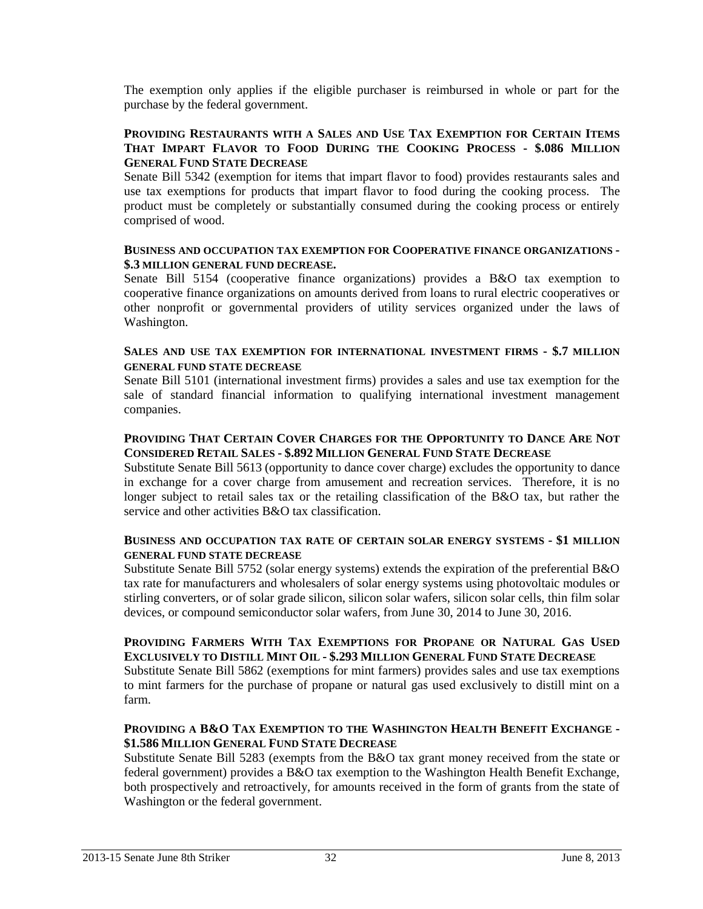The exemption only applies if the eligible purchaser is reimbursed in whole or part for the purchase by the federal government.

**PROVIDING RESTAURANTS WITH A SALES AND USE TAX EXEMPTION FOR CERTAIN ITEMS THAT IMPART FLAVOR TO FOOD DURING THE COOKING PROCESS - $.086 MILLION GENERAL FUND STATE DECREASE**

Senate Bill 5342 (exemption for items that impart flavor to food) provides restaurants sales and use tax exemptions for products that impart flavor to food during the cooking process. The product must be completely or substantially consumed during the cooking process or entirely comprised of wood.

**BUSINESS AND OCCUPATION TAX EXEMPTION FOR COOPERATIVE FINANCE ORGANIZATIONS - $.3 MILLION GENERAL FUND DECREASE.**

Senate Bill 5154 (cooperative finance organizations) provides a B&O tax exemption to cooperative finance organizations on amounts derived from loans to rural electric cooperatives or other nonprofit or governmental providers of utility services organized under the laws of Washington.

**SALES AND USE TAX EXEMPTION FOR INTERNATIONAL INVESTMENT FIRMS - $.7 MILLION GENERAL FUND STATE DECREASE**

Senate Bill 5101 (international investment firms) provides a sales and use tax exemption for the sale of standard financial information to qualifying international investment management companies.

**PROVIDING THAT CERTAIN COVER CHARGES FOR THE OPPORTUNITY TO DANCE ARE NOT CONSIDERED RETAIL SALES - $.892 MILLION GENERAL FUND STATE DECREASE**

Substitute Senate Bill 5613 (opportunity to dance cover charge) excludes the opportunity to dance in exchange for a cover charge from amusement and recreation services. Therefore, it is no longer subject to retail sales tax or the retailing classification of the B&O tax, but rather the service and other activities B&O tax classification.

**BUSINESS AND OCCUPATION TAX RATE OF CERTAIN SOLAR ENERGY SYSTEMS - $1 MILLION GENERAL FUND STATE DECREASE**

Substitute Senate Bill 5752 (solar energy systems) extends the expiration of the preferential B&O tax rate for manufacturers and wholesalers of solar energy systems using photovoltaic modules or stirling converters, or of solar grade silicon, silicon solar wafers, silicon solar cells, thin film solar devices, or compound semiconductor solar wafers, from June 30, 2014 to June 30, 2016.

**PROVIDING FARMERS WITH TAX EXEMPTIONS FOR PROPANE OR NATURAL GAS USED EXCLUSIVELY TO DISTILL MINT OIL - $.293 MILLION GENERAL FUND STATE DECREASE**

Substitute Senate Bill 5862 (exemptions for mint farmers) provides sales and use tax exemptions to mint farmers for the purchase of propane or natural gas used exclusively to distill mint on a farm.

**PROVIDING A B&O TAX EXEMPTION TO THE WASHINGTON HEALTH BENEFIT EXCHANGE - $1.586 MILLION GENERAL FUND STATE DECREASE**

Substitute Senate Bill 5283 (exempts from the B&O tax grant money received from the state or federal government) provides a B&O tax exemption to the Washington Health Benefit Exchange, both prospectively and retroactively, for amounts received in the form of grants from the state of Washington or the federal government.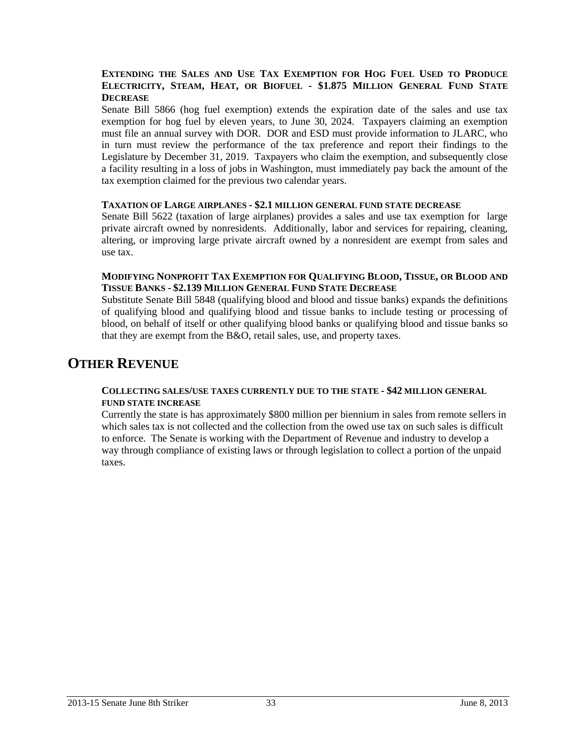**EXTENDING THE SALES AND USE TAX EXEMPTION FOR HOG FUEL USED TO PRODUCE ELECTRICITY, STEAM, HEAT, OR BIOFUEL - $1.875 MILLION GENERAL FUND STATE DECREASE**

Senate Bill 5866 (hog fuel exemption) extends the expiration date of the sales and use tax exemption for hog fuel by eleven years, to June 30, 2024. Taxpayers claiming an exemption must file an annual survey with DOR. DOR and ESD must provide information to JLARC, who in turn must review the performance of the tax preference and report their findings to the Legislature by December 31, 2019. Taxpayers who claim the exemption, and subsequently close a facility resulting in a loss of jobs in Washington, must immediately pay back the amount of the tax exemption claimed for the previous two calendar years.

**TAXATION OF LARGE AIRPLANES - $2.1 MILLION GENERAL FUND STATE DECREASE**

Senate Bill 5622 (taxation of large airplanes) provides a sales and use tax exemption for large private aircraft owned by nonresidents. Additionally, labor and services for repairing, cleaning, altering, or improving large private aircraft owned by a nonresident are exempt from sales and use tax.

**MODIFYING NONPROFIT TAX EXEMPTION FOR QUALIFYING BLOOD, TISSUE, OR BLOOD AND TISSUE BANKS - $2.139 MILLION GENERAL FUND STATE DECREASE**

Substitute Senate Bill 5848 (qualifying blood and blood and tissue banks) expands the definitions of qualifying blood and qualifying blood and tissue banks to include testing or processing of blood, on behalf of itself or other qualifying blood banks or qualifying blood and tissue banks so that they are exempt from the B&O, retail sales, use, and property taxes.

# OTHER REVENUE

**COLLECTING SALES/USE TAXES CURRENTLY DUE TO THE STATE - $42 MILLION GENERAL FUND STATE INCREASE**

Currently the state is has approximately $800 million per biennium in sales from remote sellers in which sales tax is not collected and the collection from the owed use tax on such sales is difficult to enforce. The Senate is working with the Department of Revenue and industry to develop a way through compliance of existing laws or through legislation to collect a portion of the unpaid taxes.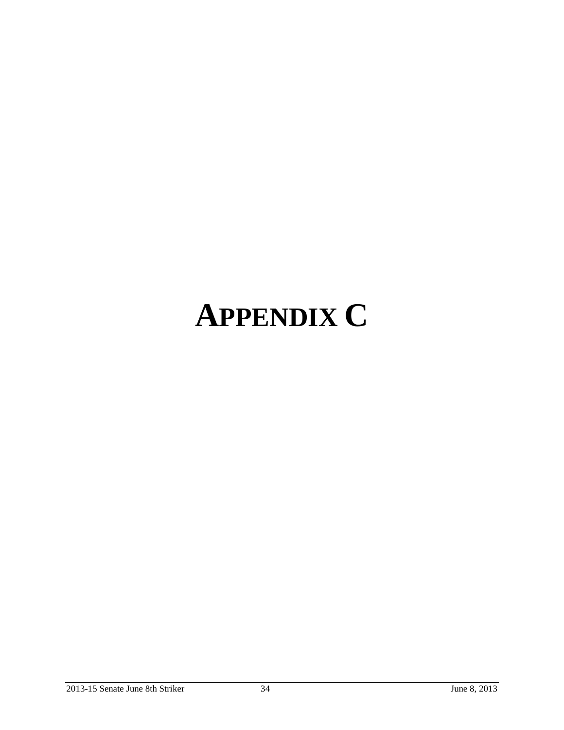# APPENDIX C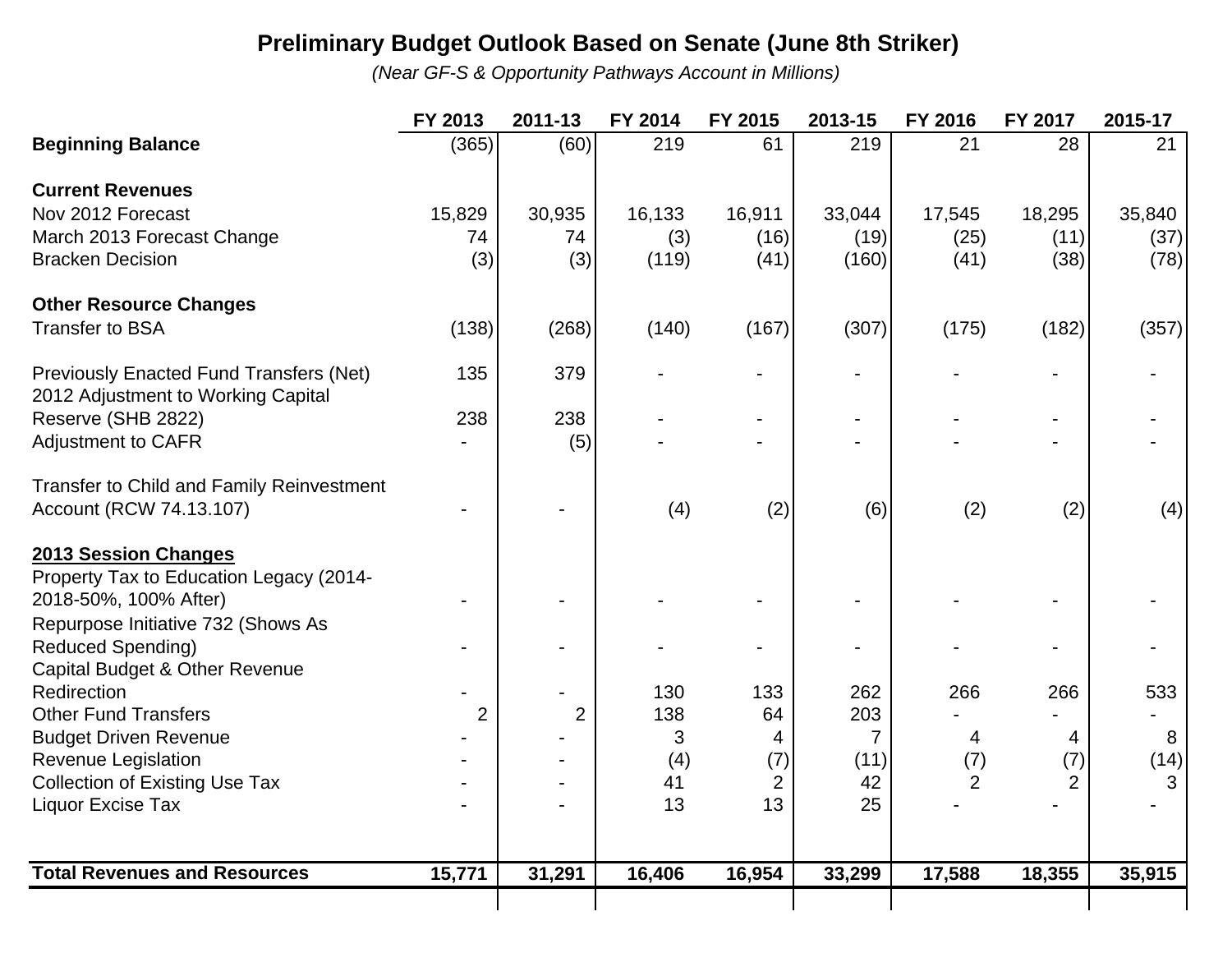# Preliminary Budget Outlook Based on Senate (June 8th Striker)

*(Near GF-S & Opportunity Pathways Account in Millions)*

| | FY 2013 | 2011-13 | FY 2014 | FY 2015 | 2013-15 | FY 2016 | FY 2017 | 2015-17 |
|---|---|---|---|---|---|---|---|---|
| **Beginning Balance** | (365) | (60) | 219 | 61 | 219 | 21 | 28 | 21 |
| **Current Revenues** | | | | | | | | |
| Nov 2012 Forecast | 15,829 | 30,935 | 16,133 | 16,911 | 33,044 | 17,545 | 18,295 | 35,840 |
| March 2013 Forecast Change | 74 | 74 | (3) | (16) | (19) | (25) | (11) | (37) |
| Bracken Decision | (3) | (3) | (119) | (41) | (160) | (41) | (38) | (78) |
| **Other Resource Changes** | | | | | | | | |
| Transfer to BSA | (138) | (268) | (140) | (167) | (307) | (175) | (182) | (357) |
| Previously Enacted Fund Transfers (Net) | 135 | 379 | - | - | - | - | - | - |
| 2012 Adjustment to Working Capital Reserve (SHB 2822) | 238 | 238 | - | - | - | - | - | - |
| Adjustment to CAFR | - | (5) | - | - | - | - | - | - |
| Transfer to Child and Family Reinvestment Account (RCW 74.13.107) | - | - | (4) | (2) | (6) | (2) | (2) | (4) |
| **<u>2013 Session Changes</u>** | | | | | | | | |
| Property Tax to Education Legacy (2014-2018-50%, 100% After) | - | - | - | - | - | - | - | - |
| Repurpose Initiative 732 (Shows As Reduced Spending) | - | - | - | - | - | - | - | - |
| Capital Budget & Other Revenue Redirection | - | - | 130 | 133 | 262 | 266 | 266 | 533 |
| Other Fund Transfers | 2 | 2 | 138 | 64 | 203 | - | - | - |
| Budget Driven Revenue | - | - | 3 | 4 | 7 | 4 | 4 | 8 |
| Revenue Legislation | - | - | (4) | (7) | (11) | (7) | (7) | (14) |
| Collection of Existing Use Tax | - | - | 41 | 2 | 42 | 2 | 2 | 3 |
| Liquor Excise Tax | - | - | 13 | 13 | 25 | - | - | - |
| **Total Revenues and Resources** | **15,771** | **31,291** | **16,406** | **16,954** | **33,299** | **17,588** | **18,355** | **35,915** |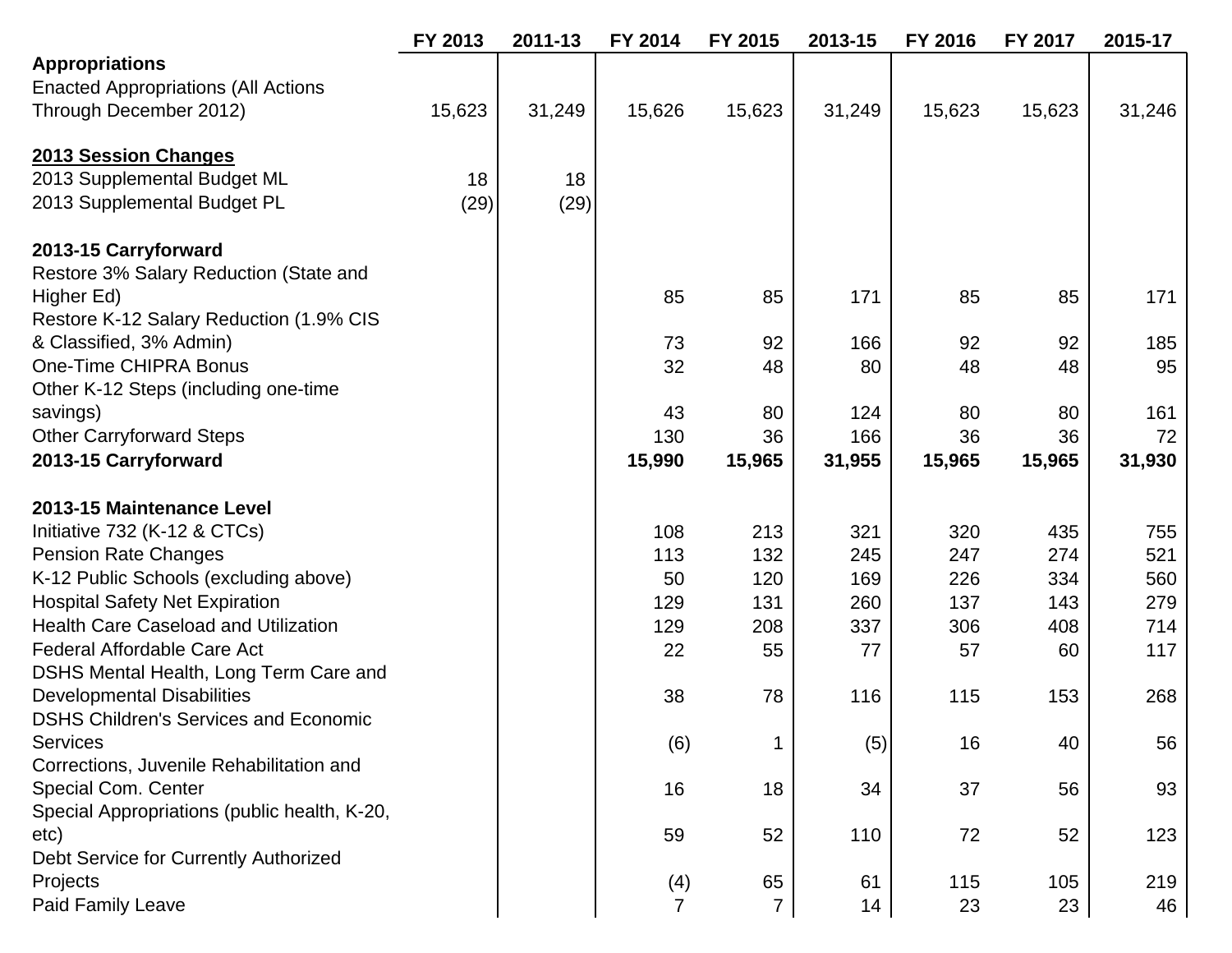| | FY 2013 | 2011-13 | FY 2014 | FY 2015 | 2013-15 | FY 2016 | FY 2017 | 2015-17 |
|---|---|---|---|---|---|---|---|---|
| **Appropriations** | | | | | | | | |
| Enacted Appropriations (All Actions Through December 2012) | 15,623 | 31,249 | 15,626 | 15,623 | 31,249 | 15,623 | 15,623 | 31,246 |
| | | | | | | | | |
| **2013 Session Changes** | | | | | | | | |
| 2013 Supplemental Budget ML | 18 | 18 | | | | | | |
| 2013 Supplemental Budget PL | (29) | (29) | | | | | | |
| | | | | | | | | |
| **2013-15 Carryforward** | | | | | | | | |
| Restore 3% Salary Reduction (State and Higher Ed) | | | 85 | 85 | 171 | 85 | 85 | 171 |
| Restore K-12 Salary Reduction (1.9% CIS & Classified, 3% Admin) | | | 73 | 92 | 166 | 92 | 92 | 185 |
| One-Time CHIPRA Bonus | | | 32 | 48 | 80 | 48 | 48 | 95 |
| Other K-12 Steps (including one-time savings) | | | 43 | 80 | 124 | 80 | 80 | 161 |
| Other Carryforward Steps | | | 130 | 36 | 166 | 36 | 36 | 72 |
| **2013-15 Carryforward** | | | **15,990** | **15,965** | **31,955** | **15,965** | **15,965** | **31,930** |
| | | | | | | | | |
| **2013-15 Maintenance Level** | | | | | | | | |
| Initiative 732 (K-12 & CTCs) | | | 108 | 213 | 321 | 320 | 435 | 755 |
| Pension Rate Changes | | | 113 | 132 | 245 | 247 | 274 | 521 |
| K-12 Public Schools (excluding above) | | | 50 | 120 | 169 | 226 | 334 | 560 |
| Hospital Safety Net Expiration | | | 129 | 131 | 260 | 137 | 143 | 279 |
| Health Care Caseload and Utilization | | | 129 | 208 | 337 | 306 | 408 | 714 |
| Federal Affordable Care Act | | | 22 | 55 | 77 | 57 | 60 | 117 |
| DSHS Mental Health, Long Term Care and Developmental Disabilities | | | 38 | 78 | 116 | 115 | 153 | 268 |
| DSHS Children's Services and Economic Services | | | (6) | 1 | (5) | 16 | 40 | 56 |
| Corrections, Juvenile Rehabilitation and Special Com. Center | | | 16 | 18 | 34 | 37 | 56 | 93 |
| Special Appropriations (public health, K-20, etc) | | | 59 | 52 | 110 | 72 | 52 | 123 |
| Debt Service for Currently Authorized Projects | | | (4) | 65 | 61 | 115 | 105 | 219 |
| Paid Family Leave | | | 7 | 7 | 14 | 23 | 23 | 46 |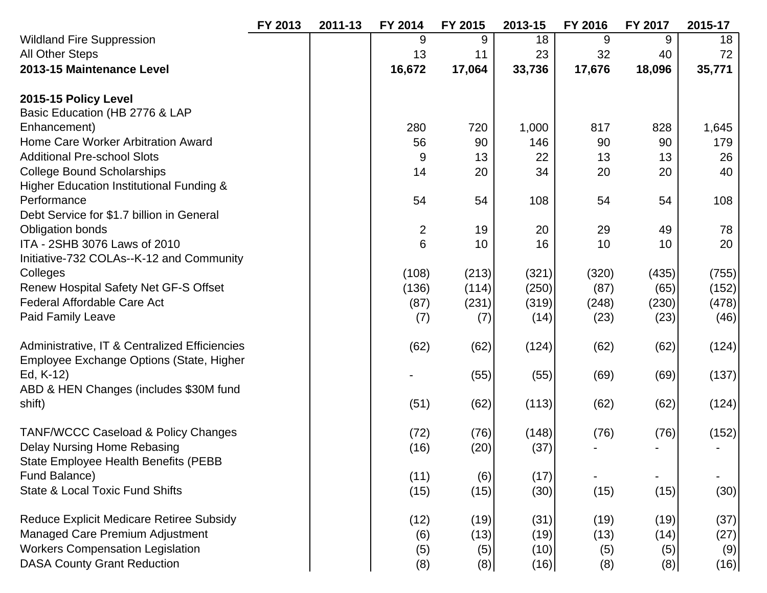| | FY 2013 | 2011-13 | FY 2014 | FY 2015 | 2013-15 | FY 2016 | FY 2017 | 2015-17 |
|---|---|---|---|---|---|---|---|---|
| Wildland Fire Suppression | | | 9 | 9 | 18 | 9 | 9 | 18 |
| All Other Steps | | | 13 | 11 | 23 | 32 | 40 | 72 |
| **2013-15 Maintenance Level** | | | **16,672** | **17,064** | **33,736** | **17,676** | **18,096** | **35,771** |
| | | | | | | | | |
| **2015-15 Policy Level** | | | | | | | | |
| Basic Education (HB 2776 & LAP Enhancement) | | | 280 | 720 | 1,000 | 817 | 828 | 1,645 |
| Home Care Worker Arbitration Award | | | 56 | 90 | 146 | 90 | 90 | 179 |
| Additional Pre-school Slots | | | 9 | 13 | 22 | 13 | 13 | 26 |
| College Bound Scholarships | | | 14 | 20 | 34 | 20 | 20 | 40 |
| Higher Education Institutional Funding & Performance | | | 54 | 54 | 108 | 54 | 54 | 108 |
| Debt Service for $1.7 billion in General Obligation bonds | | | 2 | 19 | 20 | 29 | 49 | 78 |
| ITA - 2SHB 3076 Laws of 2010 | | | 6 | 10 | 16 | 10 | 10 | 20 |
| Initiative-732 COLAs--K-12 and Community Colleges | | | (108) | (213) | (321) | (320) | (435) | (755) |
| Renew Hospital Safety Net GF-S Offset | | | (136) | (114) | (250) | (87) | (65) | (152) |
| Federal Affordable Care Act | | | (87) | (231) | (319) | (248) | (230) | (478) |
| Paid Family Leave | | | (7) | (7) | (14) | (23) | (23) | (46) |
| | | | | | | | | |
| Administrative, IT & Centralized Efficiencies | | | (62) | (62) | (124) | (62) | (62) | (124) |
| Employee Exchange Options (State, Higher Ed, K-12) | | | - | (55) | (55) | (69) | (69) | (137) |
| ABD & HEN Changes (includes $30M fund shift) | | | (51) | (62) | (113) | (62) | (62) | (124) |
| | | | | | | | | |
| TANF/WCCC Caseload & Policy Changes | | | (72) | (76) | (148) | (76) | (76) | (152) |
| Delay Nursing Home Rebasing | | | (16) | (20) | (37) | - | - | - |
| State Employee Health Benefits (PEBB Fund Balance) | | | (11) | (6) | (17) | - | - | - |
| State & Local Toxic Fund Shifts | | | (15) | (15) | (30) | (15) | (15) | (30) |
| | | | | | | | | |
| Reduce Explicit Medicare Retiree Subsidy | | | (12) | (19) | (31) | (19) | (19) | (37) |
| Managed Care Premium Adjustment | | | (6) | (13) | (19) | (13) | (14) | (27) |
| Workers Compensation Legislation | | | (5) | (5) | (10) | (5) | (5) | (9) |
| DASA County Grant Reduction | | | (8) | (8) | (16) | (8) | (8) | (16) |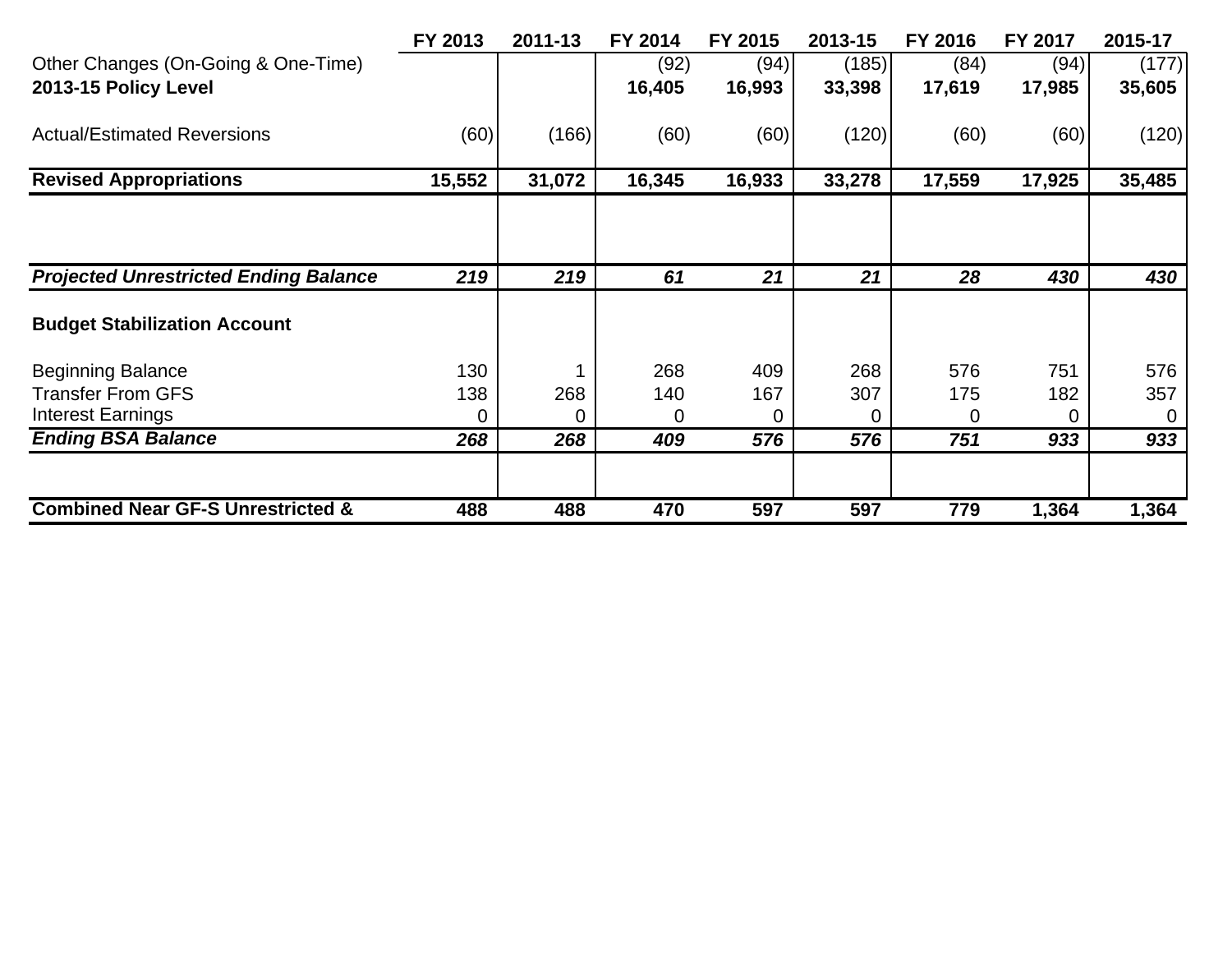| | FY 2013 | 2011-13 | FY 2014 | FY 2015 | 2013-15 | FY 2016 | FY 2017 | 2015-17 |
|---|---|---|---|---|---|---|---|---|
| Other Changes (On-Going & One-Time) | | | (92) | (94) | (185) | (84) | (94) | (177) |
| **2013-15 Policy Level** | | | **16,405** | **16,993** | **33,398** | **17,619** | **17,985** | **35,605** |
| Actual/Estimated Reversions | (60) | (166) | (60) | (60) | (120) | (60) | (60) | (120) |
| **Revised Appropriations** | **15,552** | **31,072** | **16,345** | **16,933** | **33,278** | **17,559** | **17,925** | **35,485** |
| ***Projected Unrestricted Ending Balance*** | ***219*** | ***219*** | ***61*** | ***21*** | ***21*** | ***28*** | ***430*** | ***430*** |
| **Budget Stabilization Account** | | | | | | | | |
| Beginning Balance | 130 | 1 | 268 | 409 | 268 | 576 | 751 | 576 |
| Transfer From GFS | 138 | 268 | 140 | 167 | 307 | 175 | 182 | 357 |
| Interest Earnings | 0 | 0 | 0 | 0 | 0 | 0 | 0 | 0 |
| ***Ending BSA Balance*** | ***268*** | ***268*** | ***409*** | ***576*** | ***576*** | ***751*** | ***933*** | ***933*** |
| **Combined Near GF-S Unrestricted &** | **488** | **488** | **470** | **597** | **597** | **779** | **1,364** | **1,364** |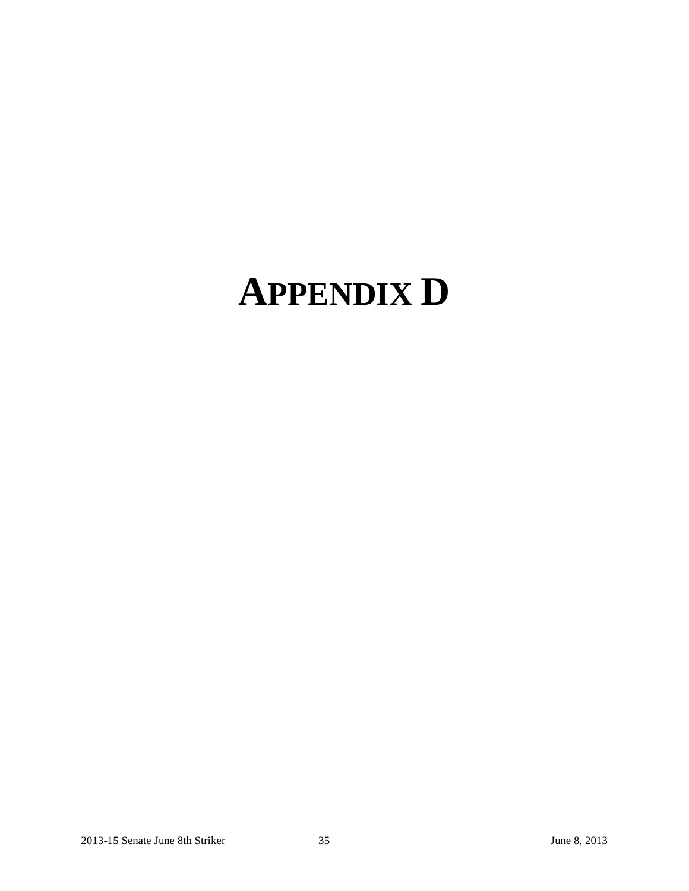# APPENDIX D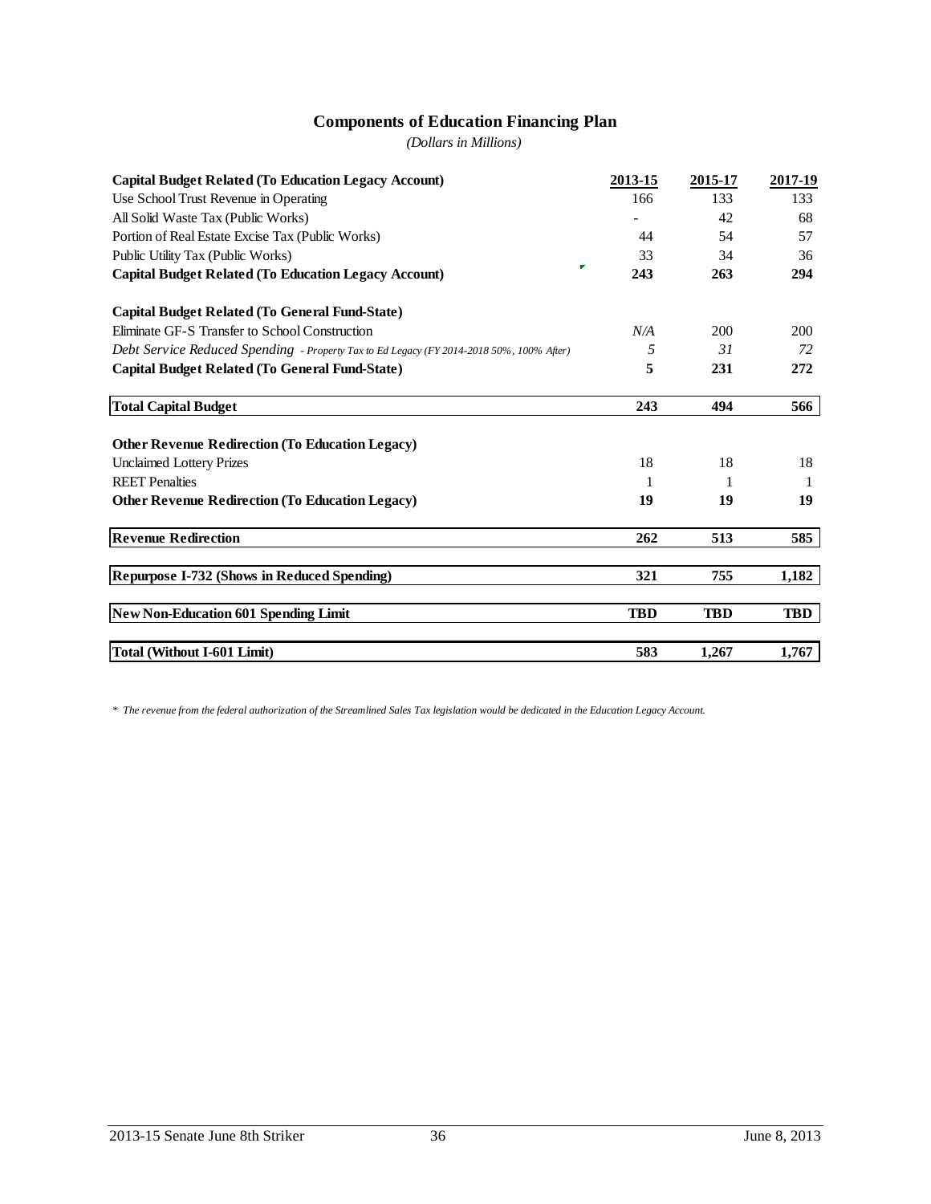## Components of Education Financing Plan

*(Dollars in Millions)*

| Capital Budget Related (To Education Legacy Account) | 2013-15 | 2015-17 | 2017-19 |
|---|---|---|---|
| Use School Trust Revenue in Operating | 166 | 133 | 133 |
| All Solid Waste Tax (Public Works) | - | 42 | 68 |
| Portion of Real Estate Excise Tax (Public Works) | 44 | 54 | 57 |
| Public Utility Tax (Public Works) | 33 | 34 | 36 |
| **Capital Budget Related (To Education Legacy Account)** | **243** | **263** | **294** |
| | | | |
| **Capital Budget Related (To General Fund-State)** | | | |
| Eliminate GF-S Transfer to School Construction | *N/A* | 200 | 200 |
| *Debt Service Reduced Spending - Property Tax to Ed Legacy (FY 2014-2018 50%, 100% After)* | *5* | *31* | *72* |
| **Capital Budget Related (To General Fund-State)** | **5** | **231** | **272** |
| | | | |
| **Total Capital Budget** | **243** | **494** | **566** |
| | | | |
| **Other Revenue Redirection (To Education Legacy)** | | | |
| Unclaimed Lottery Prizes | 18 | 18 | 18 |
| REET Penalties | 1 | 1 | 1 |
| **Other Revenue Redirection (To Education Legacy)** | **19** | **19** | **19** |
| | | | |
| **Revenue Redirection** | **262** | **513** | **585** |
| | | | |
| **Repurpose I-732 (Shows in Reduced Spending)** | **321** | **755** | **1,182** |
| | | | |
| **New Non-Education 601 Spending Limit** | **TBD** | **TBD** | **TBD** |
| | | | |
| **Total (Without I-601 Limit)** | **583** | **1,267** | **1,767** |

*\* The revenue from the federal authorization of the Streamlined Sales Tax legislation would be dedicated in the Education Legacy Account.*